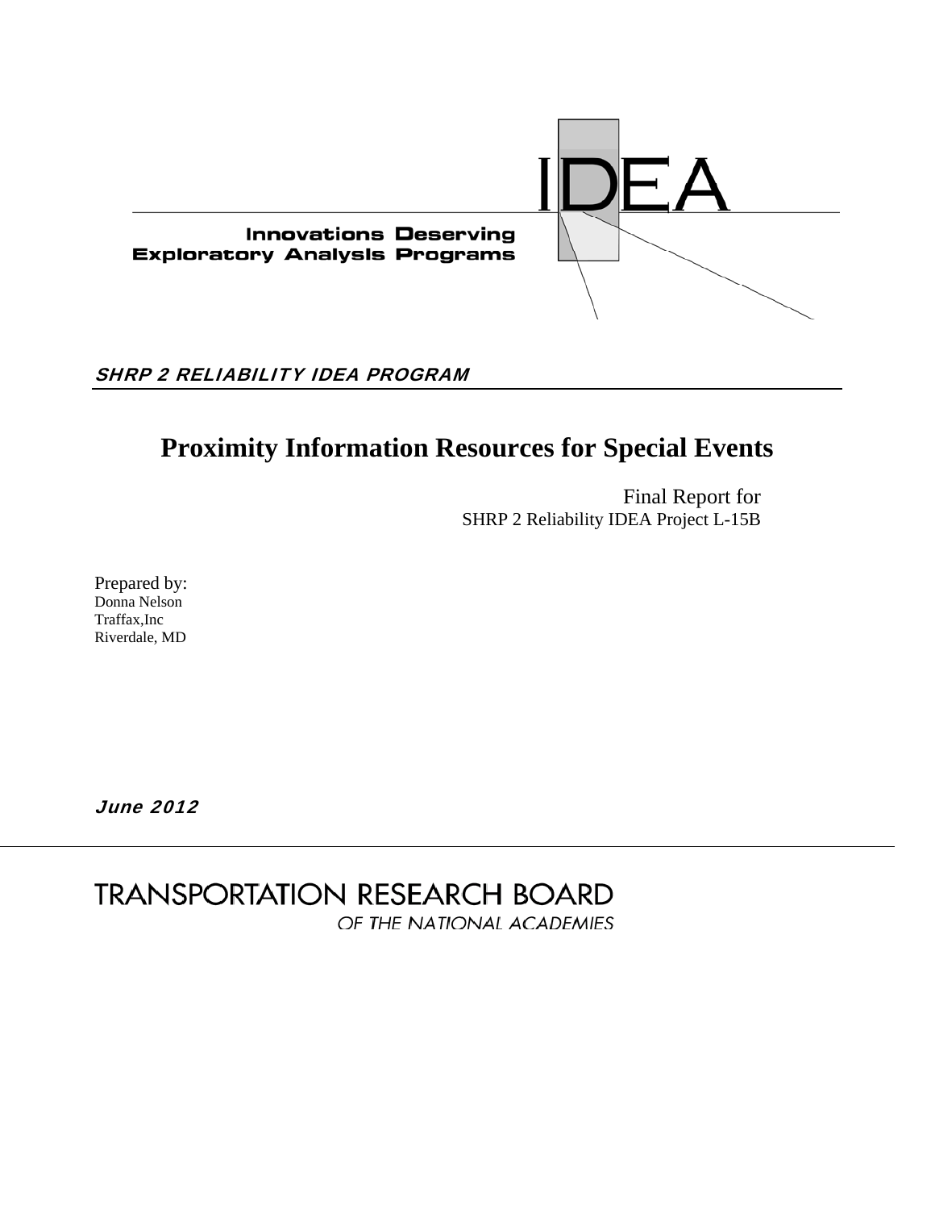IDEA

**Innovations Deserving Exploratory Analysis Programs**

***SHRP 2 RELIABILITY IDEA PROGRAM***

# Proximity Information Resources for Special Events

Final Report for
SHRP 2 Reliability IDEA Project L-15B

Prepared by:
Donna Nelson
Traffax,Inc
Riverdale, MD

***June 2012***

TRANSPORTATION RESEARCH BOARD
*OF THE NATIONAL ACADEMIES*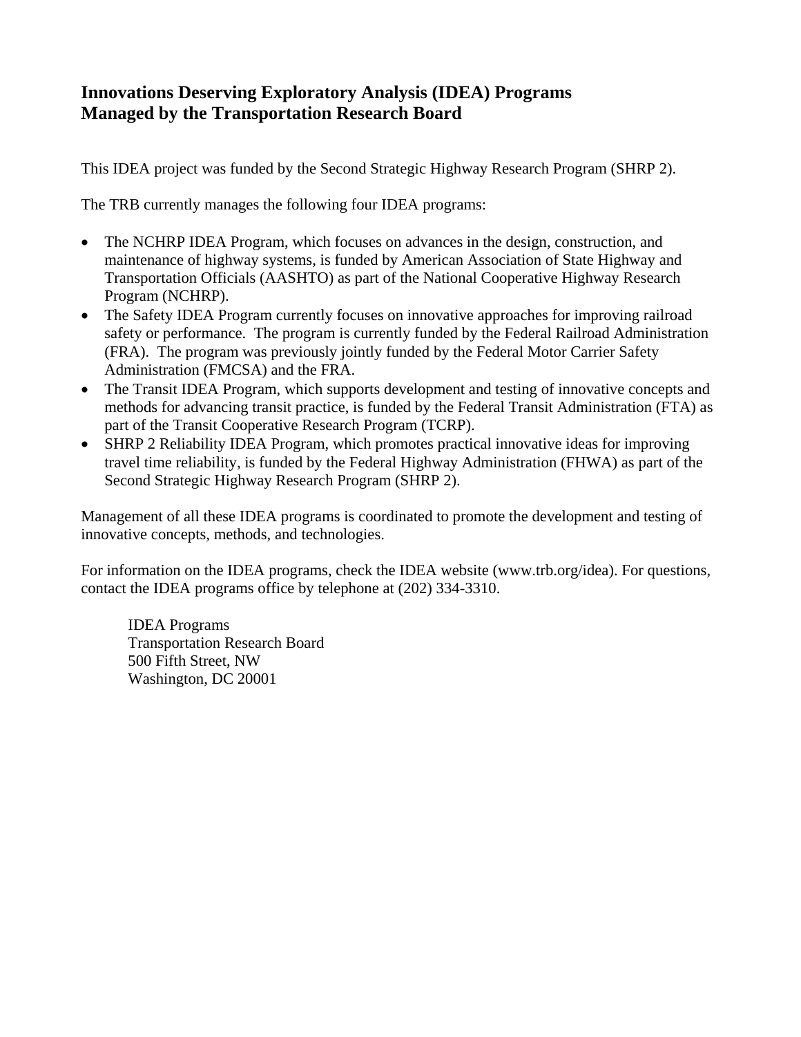## Innovations Deserving Exploratory Analysis (IDEA) Programs Managed by the Transportation Research Board

This IDEA project was funded by the Second Strategic Highway Research Program (SHRP 2).

The TRB currently manages the following four IDEA programs:

- The NCHRP IDEA Program, which focuses on advances in the design, construction, and maintenance of highway systems, is funded by American Association of State Highway and Transportation Officials (AASHTO) as part of the National Cooperative Highway Research Program (NCHRP).
- The Safety IDEA Program currently focuses on innovative approaches for improving railroad safety or performance. The program is currently funded by the Federal Railroad Administration (FRA). The program was previously jointly funded by the Federal Motor Carrier Safety Administration (FMCSA) and the FRA.
- The Transit IDEA Program, which supports development and testing of innovative concepts and methods for advancing transit practice, is funded by the Federal Transit Administration (FTA) as part of the Transit Cooperative Research Program (TCRP).
- SHRP 2 Reliability IDEA Program, which promotes practical innovative ideas for improving travel time reliability, is funded by the Federal Highway Administration (FHWA) as part of the Second Strategic Highway Research Program (SHRP 2).

Management of all these IDEA programs is coordinated to promote the development and testing of innovative concepts, methods, and technologies.

For information on the IDEA programs, check the IDEA website (www.trb.org/idea). For questions, contact the IDEA programs office by telephone at (202) 334-3310.

IDEA Programs
Transportation Research Board
500 Fifth Street, NW
Washington, DC 20001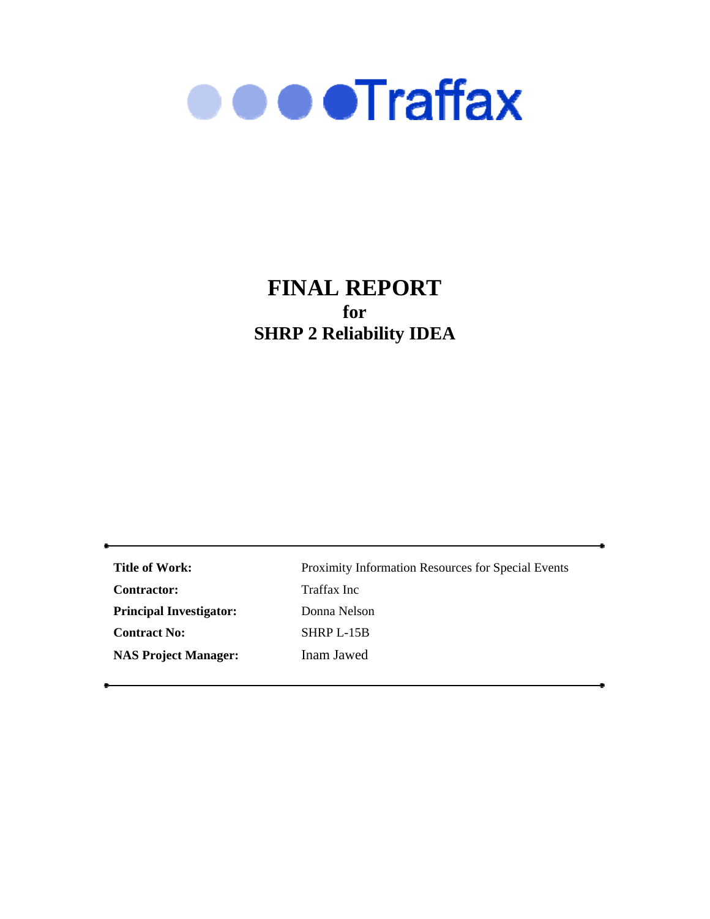Traffax

# FINAL REPORT

## for

## SHRP 2 Reliability IDEA

| | |
|---|---|
| **Title of Work:** | Proximity Information Resources for Special Events |
| **Contractor:** | Traffax Inc |
| **Principal Investigator:** | Donna Nelson |
| **Contract No:** | SHRP L-15B |
| **NAS Project Manager:** | Inam Jawed |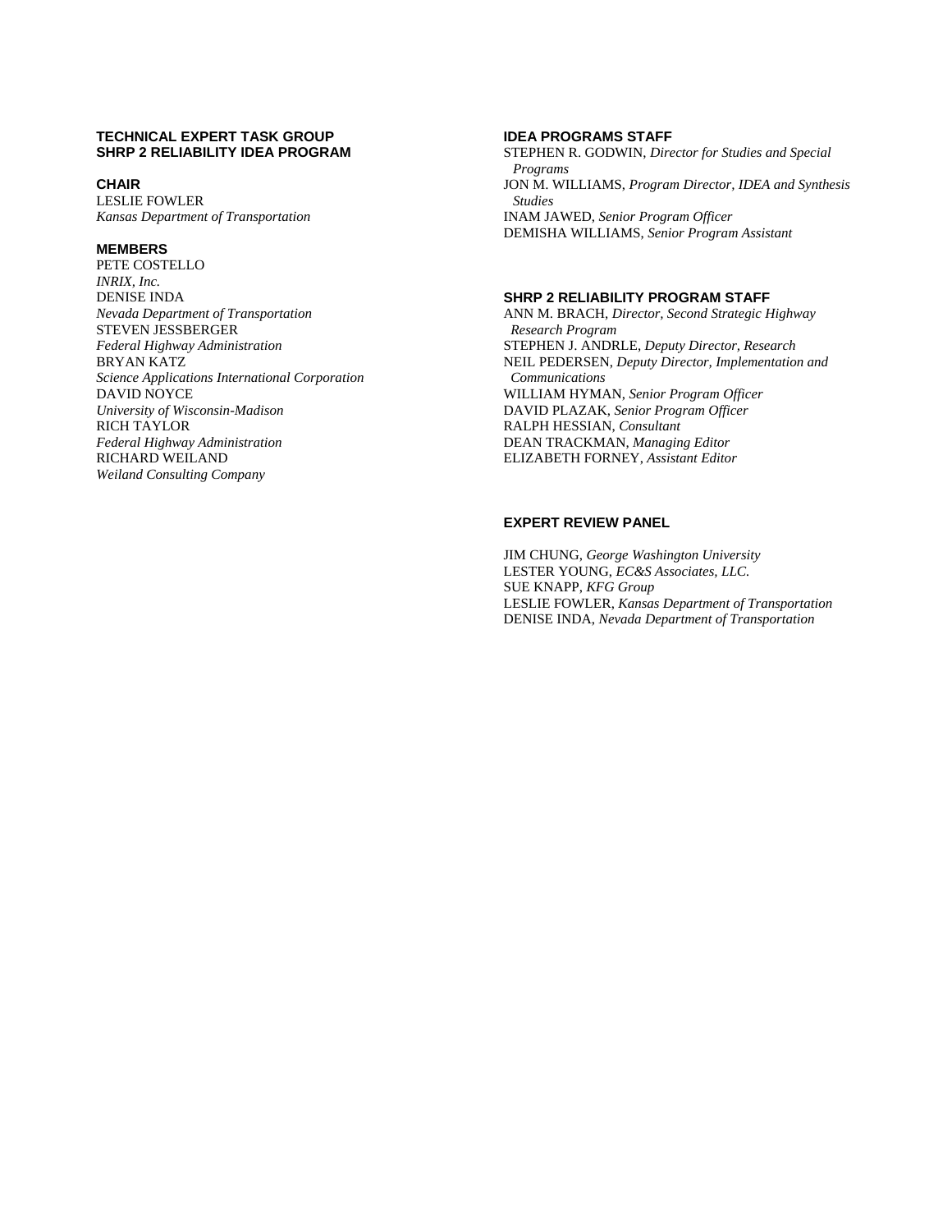## TECHNICAL EXPERT TASK GROUP
## SHRP 2 RELIABILITY IDEA PROGRAM

### CHAIR

LESLIE FOWLER
*Kansas Department of Transportation*

### MEMBERS

PETE COSTELLO
*INRIX, Inc.*
DENISE INDA
*Nevada Department of Transportation*
STEVEN JESSBERGER
*Federal Highway Administration*
BRYAN KATZ
*Science Applications International Corporation*
DAVID NOYCE
*University of Wisconsin-Madison*
RICH TAYLOR
*Federal Highway Administration*
RICHARD WEILAND
*Weiland Consulting Company*

## IDEA PROGRAMS STAFF

STEPHEN R. GODWIN, *Director for Studies and Special Programs*
JON M. WILLIAMS, *Program Director, IDEA and Synthesis Studies*
INAM JAWED, *Senior Program Officer*
DEMISHA WILLIAMS, *Senior Program Assistant*

## SHRP 2 RELIABILITY PROGRAM STAFF

ANN M. BRACH, *Director, Second Strategic Highway Research Program*
STEPHEN J. ANDRLE, *Deputy Director, Research*
NEIL PEDERSEN, *Deputy Director, Implementation and Communications*
WILLIAM HYMAN, *Senior Program Officer*
DAVID PLAZAK, *Senior Program Officer*
RALPH HESSIAN, *Consultant*
DEAN TRACKMAN, *Managing Editor*
ELIZABETH FORNEY, *Assistant Editor*

## EXPERT REVIEW PANEL

JIM CHUNG, *George Washington University*
LESTER YOUNG, *EC&S Associates, LLC.*
SUE KNAPP, *KFG Group*
LESLIE FOWLER, *Kansas Department of Transportation*
DENISE INDA, *Nevada Department of Transportation*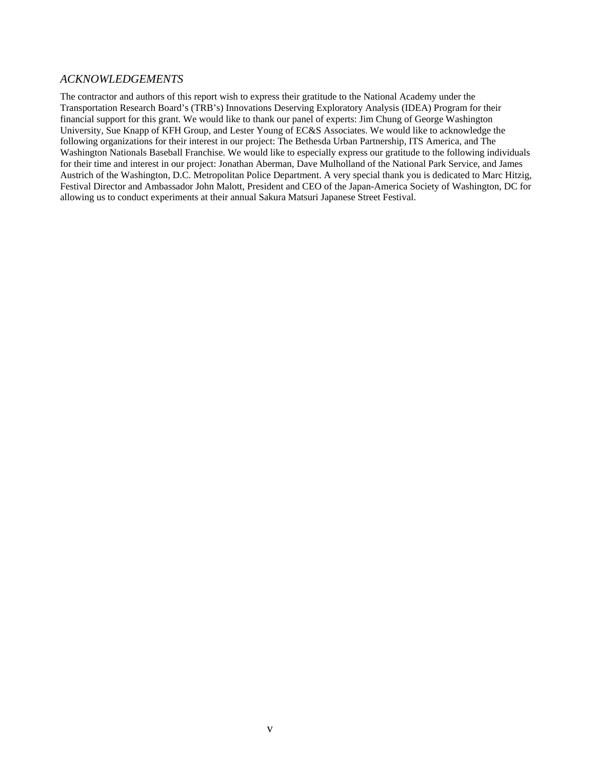## *ACKNOWLEDGEMENTS*

The contractor and authors of this report wish to express their gratitude to the National Academy under the Transportation Research Board's (TRB's) Innovations Deserving Exploratory Analysis (IDEA) Program for their financial support for this grant. We would like to thank our panel of experts: Jim Chung of George Washington University, Sue Knapp of KFH Group, and Lester Young of EC&S Associates. We would like to acknowledge the following organizations for their interest in our project: The Bethesda Urban Partnership, ITS America, and The Washington Nationals Baseball Franchise. We would like to especially express our gratitude to the following individuals for their time and interest in our project: Jonathan Aberman, Dave Mulholland of the National Park Service, and James Austrich of the Washington, D.C. Metropolitan Police Department. A very special thank you is dedicated to Marc Hitzig, Festival Director and Ambassador John Malott, President and CEO of the Japan-America Society of Washington, DC for allowing us to conduct experiments at their annual Sakura Matsuri Japanese Street Festival.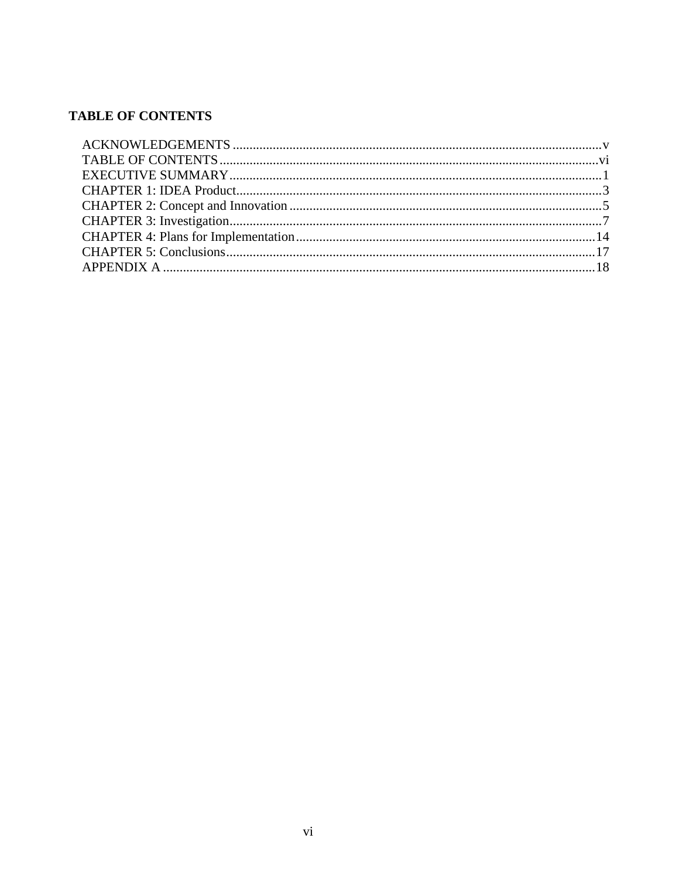# TABLE OF CONTENTS

ACKNOWLEDGEMENTS .......................................................................................................v
TABLE OF CONTENTS ....................................................................................................vi
EXECUTIVE SUMMARY ..................................................................................................1
CHAPTER 1: IDEA Product ................................................................................................3
CHAPTER 2: Concept and Innovation ..................................................................................5
CHAPTER 3: Investigation ..................................................................................................7
CHAPTER 4: Plans for Implementation ..............................................................................14
CHAPTER 5: Conclusions .................................................................................................17
APPENDIX A ....................................................................................................................18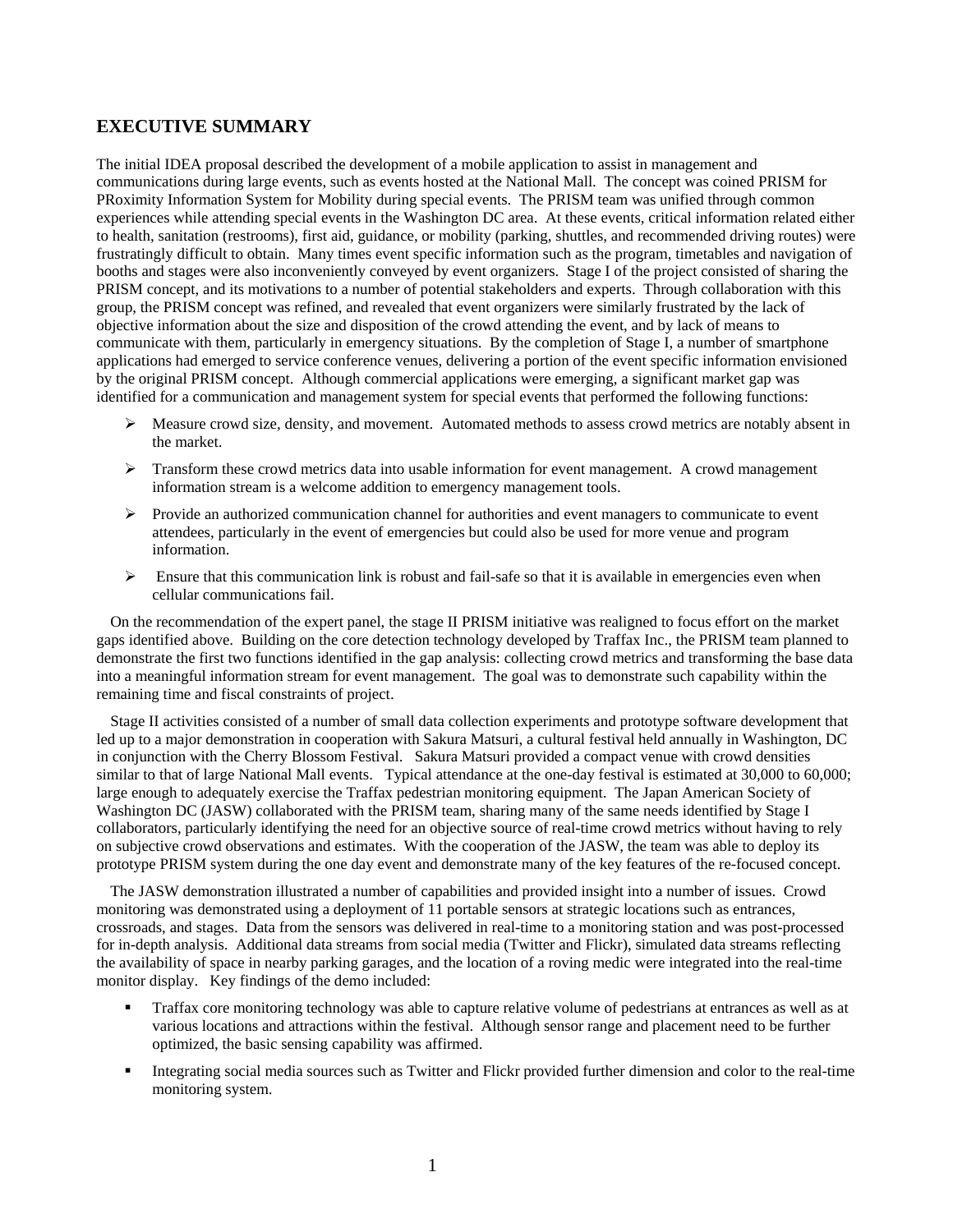## EXECUTIVE SUMMARY

The initial IDEA proposal described the development of a mobile application to assist in management and communications during large events, such as events hosted at the National Mall. The concept was coined PRISM for PRoximity Information System for Mobility during special events. The PRISM team was unified through common experiences while attending special events in the Washington DC area. At these events, critical information related either to health, sanitation (restrooms), first aid, guidance, or mobility (parking, shuttles, and recommended driving routes) were frustratingly difficult to obtain. Many times event specific information such as the program, timetables and navigation of booths and stages were also inconveniently conveyed by event organizers. Stage I of the project consisted of sharing the PRISM concept, and its motivations to a number of potential stakeholders and experts. Through collaboration with this group, the PRISM concept was refined, and revealed that event organizers were similarly frustrated by the lack of objective information about the size and disposition of the crowd attending the event, and by lack of means to communicate with them, particularly in emergency situations. By the completion of Stage I, a number of smartphone applications had emerged to service conference venues, delivering a portion of the event specific information envisioned by the original PRISM concept. Although commercial applications were emerging, a significant market gap was identified for a communication and management system for special events that performed the following functions:

- Measure crowd size, density, and movement. Automated methods to assess crowd metrics are notably absent in the market.
- Transform these crowd metrics data into usable information for event management. A crowd management information stream is a welcome addition to emergency management tools.
- Provide an authorized communication channel for authorities and event managers to communicate to event attendees, particularly in the event of emergencies but could also be used for more venue and program information.
- Ensure that this communication link is robust and fail-safe so that it is available in emergencies even when cellular communications fail.

On the recommendation of the expert panel, the stage II PRISM initiative was realigned to focus effort on the market gaps identified above. Building on the core detection technology developed by Traffax Inc., the PRISM team planned to demonstrate the first two functions identified in the gap analysis: collecting crowd metrics and transforming the base data into a meaningful information stream for event management. The goal was to demonstrate such capability within the remaining time and fiscal constraints of project.

Stage II activities consisted of a number of small data collection experiments and prototype software development that led up to a major demonstration in cooperation with Sakura Matsuri, a cultural festival held annually in Washington, DC in conjunction with the Cherry Blossom Festival. Sakura Matsuri provided a compact venue with crowd densities similar to that of large National Mall events. Typical attendance at the one-day festival is estimated at 30,000 to 60,000; large enough to adequately exercise the Traffax pedestrian monitoring equipment. The Japan American Society of Washington DC (JASW) collaborated with the PRISM team, sharing many of the same needs identified by Stage I collaborators, particularly identifying the need for an objective source of real-time crowd metrics without having to rely on subjective crowd observations and estimates. With the cooperation of the JASW, the team was able to deploy its prototype PRISM system during the one day event and demonstrate many of the key features of the re-focused concept.

The JASW demonstration illustrated a number of capabilities and provided insight into a number of issues. Crowd monitoring was demonstrated using a deployment of 11 portable sensors at strategic locations such as entrances, crossroads, and stages. Data from the sensors was delivered in real-time to a monitoring station and was post-processed for in-depth analysis. Additional data streams from social media (Twitter and Flickr), simulated data streams reflecting the availability of space in nearby parking garages, and the location of a roving medic were integrated into the real-time monitor display. Key findings of the demo included:

- Traffax core monitoring technology was able to capture relative volume of pedestrians at entrances as well as at various locations and attractions within the festival. Although sensor range and placement need to be further optimized, the basic sensing capability was affirmed.
- Integrating social media sources such as Twitter and Flickr provided further dimension and color to the real-time monitoring system.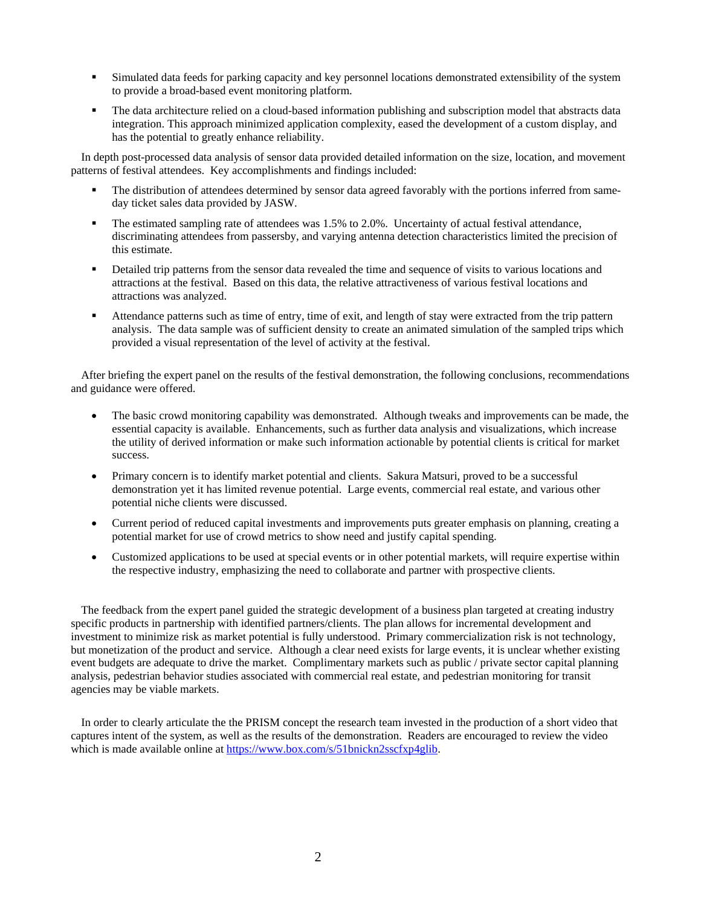- Simulated data feeds for parking capacity and key personnel locations demonstrated extensibility of the system to provide a broad-based event monitoring platform.
- The data architecture relied on a cloud-based information publishing and subscription model that abstracts data integration. This approach minimized application complexity, eased the development of a custom display, and has the potential to greatly enhance reliability.

In depth post-processed data analysis of sensor data provided detailed information on the size, location, and movement patterns of festival attendees. Key accomplishments and findings included:

- The distribution of attendees determined by sensor data agreed favorably with the portions inferred from same-day ticket sales data provided by JASW.
- The estimated sampling rate of attendees was 1.5% to 2.0%. Uncertainty of actual festival attendance, discriminating attendees from passersby, and varying antenna detection characteristics limited the precision of this estimate.
- Detailed trip patterns from the sensor data revealed the time and sequence of visits to various locations and attractions at the festival. Based on this data, the relative attractiveness of various festival locations and attractions was analyzed.
- Attendance patterns such as time of entry, time of exit, and length of stay were extracted from the trip pattern analysis. The data sample was of sufficient density to create an animated simulation of the sampled trips which provided a visual representation of the level of activity at the festival.

After briefing the expert panel on the results of the festival demonstration, the following conclusions, recommendations and guidance were offered.

- The basic crowd monitoring capability was demonstrated. Although tweaks and improvements can be made, the essential capacity is available. Enhancements, such as further data analysis and visualizations, which increase the utility of derived information or make such information actionable by potential clients is critical for market success.
- Primary concern is to identify market potential and clients. Sakura Matsuri, proved to be a successful demonstration yet it has limited revenue potential. Large events, commercial real estate, and various other potential niche clients were discussed.
- Current period of reduced capital investments and improvements puts greater emphasis on planning, creating a potential market for use of crowd metrics to show need and justify capital spending.
- Customized applications to be used at special events or in other potential markets, will require expertise within the respective industry, emphasizing the need to collaborate and partner with prospective clients.

The feedback from the expert panel guided the strategic development of a business plan targeted at creating industry specific products in partnership with identified partners/clients. The plan allows for incremental development and investment to minimize risk as market potential is fully understood. Primary commercialization risk is not technology, but monetization of the product and service. Although a clear need exists for large events, it is unclear whether existing event budgets are adequate to drive the market. Complimentary markets such as public / private sector capital planning analysis, pedestrian behavior studies associated with commercial real estate, and pedestrian monitoring for transit agencies may be viable markets.

In order to clearly articulate the the PRISM concept the research team invested in the production of a short video that captures intent of the system, as well as the results of the demonstration. Readers are encouraged to review the video which is made available online at https://www.box.com/s/51bnickn2sscfxp4glib.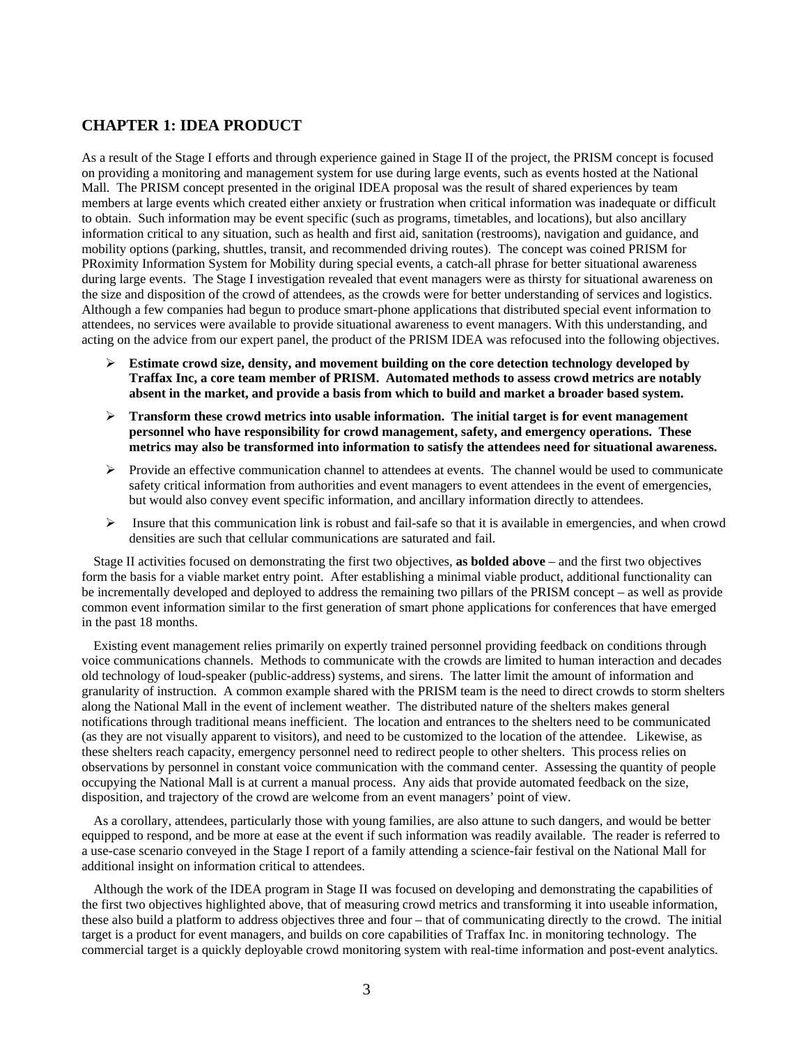## CHAPTER 1: IDEA PRODUCT

As a result of the Stage I efforts and through experience gained in Stage II of the project, the PRISM concept is focused on providing a monitoring and management system for use during large events, such as events hosted at the National Mall. The PRISM concept presented in the original IDEA proposal was the result of shared experiences by team members at large events which created either anxiety or frustration when critical information was inadequate or difficult to obtain. Such information may be event specific (such as programs, timetables, and locations), but also ancillary information critical to any situation, such as health and first aid, sanitation (restrooms), navigation and guidance, and mobility options (parking, shuttles, transit, and recommended driving routes). The concept was coined PRISM for PRoximity Information System for Mobility during special events, a catch-all phrase for better situational awareness during large events. The Stage I investigation revealed that event managers were as thirsty for situational awareness on the size and disposition of the crowd of attendees, as the crowds were for better understanding of services and logistics. Although a few companies had begun to produce smart-phone applications that distributed special event information to attendees, no services were available to provide situational awareness to event managers. With this understanding, and acting on the advice from our expert panel, the product of the PRISM IDEA was refocused into the following objectives.

- **Estimate crowd size, density, and movement building on the core detection technology developed by Traffax Inc, a core team member of PRISM. Automated methods to assess crowd metrics are notably absent in the market, and provide a basis from which to build and market a broader based system.**
- **Transform these crowd metrics into usable information. The initial target is for event management personnel who have responsibility for crowd management, safety, and emergency operations. These metrics may also be transformed into information to satisfy the attendees need for situational awareness.**
- Provide an effective communication channel to attendees at events. The channel would be used to communicate safety critical information from authorities and event managers to event attendees in the event of emergencies, but would also convey event specific information, and ancillary information directly to attendees.
- Insure that this communication link is robust and fail-safe so that it is available in emergencies, and when crowd densities are such that cellular communications are saturated and fail.

Stage II activities focused on demonstrating the first two objectives, **as bolded above** – and the first two objectives form the basis for a viable market entry point. After establishing a minimal viable product, additional functionality can be incrementally developed and deployed to address the remaining two pillars of the PRISM concept – as well as provide common event information similar to the first generation of smart phone applications for conferences that have emerged in the past 18 months.

Existing event management relies primarily on expertly trained personnel providing feedback on conditions through voice communications channels. Methods to communicate with the crowds are limited to human interaction and decades old technology of loud-speaker (public-address) systems, and sirens. The latter limit the amount of information and granularity of instruction. A common example shared with the PRISM team is the need to direct crowds to storm shelters along the National Mall in the event of inclement weather. The distributed nature of the shelters makes general notifications through traditional means inefficient. The location and entrances to the shelters need to be communicated (as they are not visually apparent to visitors), and need to be customized to the location of the attendee. Likewise, as these shelters reach capacity, emergency personnel need to redirect people to other shelters. This process relies on observations by personnel in constant voice communication with the command center. Assessing the quantity of people occupying the National Mall is at current a manual process. Any aids that provide automated feedback on the size, disposition, and trajectory of the crowd are welcome from an event managers' point of view.

As a corollary, attendees, particularly those with young families, are also attune to such dangers, and would be better equipped to respond, and be more at ease at the event if such information was readily available. The reader is referred to a use-case scenario conveyed in the Stage I report of a family attending a science-fair festival on the National Mall for additional insight on information critical to attendees.

Although the work of the IDEA program in Stage II was focused on developing and demonstrating the capabilities of the first two objectives highlighted above, that of measuring crowd metrics and transforming it into useable information, these also build a platform to address objectives three and four – that of communicating directly to the crowd. The initial target is a product for event managers, and builds on core capabilities of Traffax Inc. in monitoring technology. The commercial target is a quickly deployable crowd monitoring system with real-time information and post-event analytics.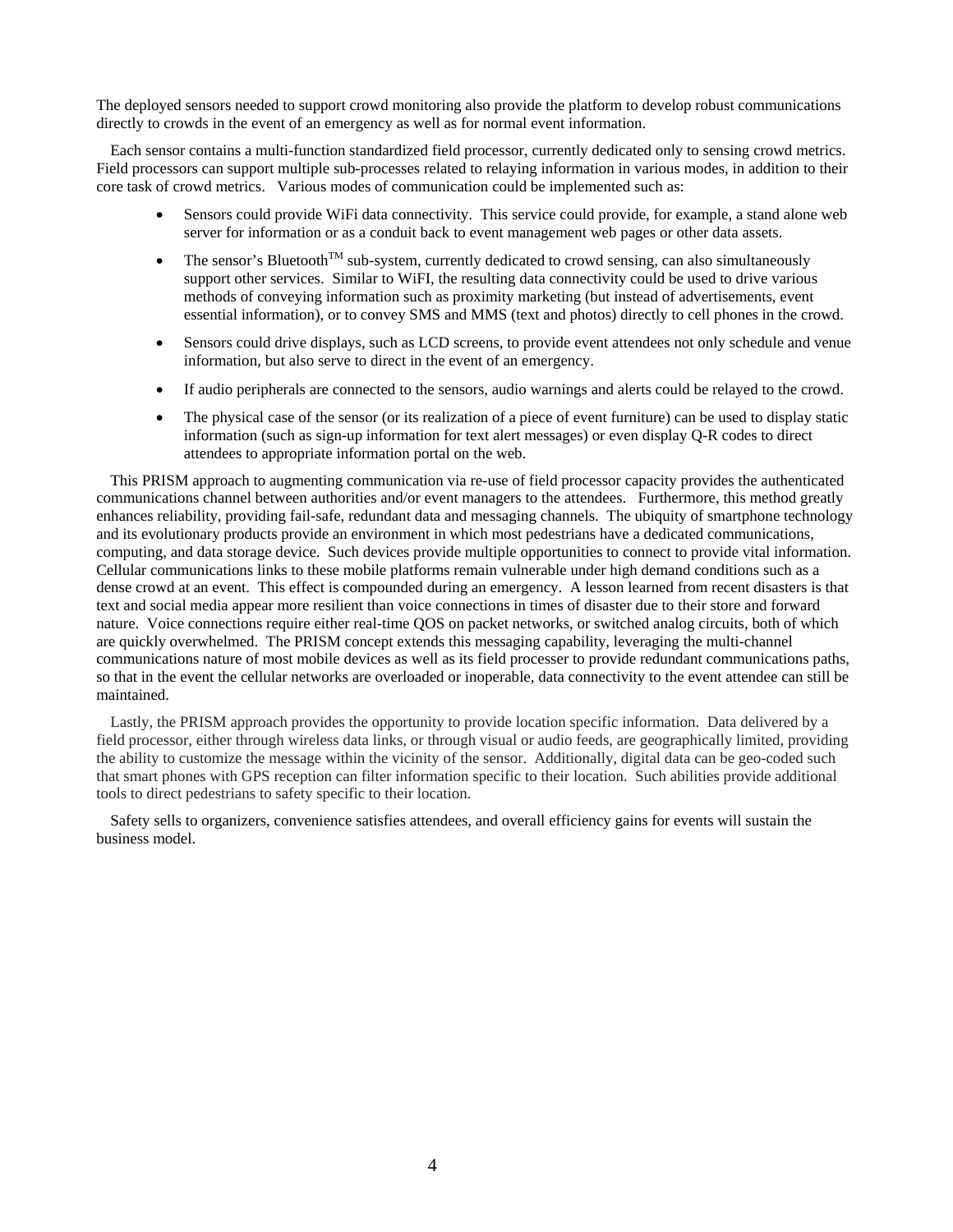The deployed sensors needed to support crowd monitoring also provide the platform to develop robust communications directly to crowds in the event of an emergency as well as for normal event information.

Each sensor contains a multi-function standardized field processor, currently dedicated only to sensing crowd metrics. Field processors can support multiple sub-processes related to relaying information in various modes, in addition to their core task of crowd metrics. Various modes of communication could be implemented such as:

- Sensors could provide WiFi data connectivity. This service could provide, for example, a stand alone web server for information or as a conduit back to event management web pages or other data assets.
- The sensor's Bluetooth™ sub-system, currently dedicated to crowd sensing, can also simultaneously support other services. Similar to WiFI, the resulting data connectivity could be used to drive various methods of conveying information such as proximity marketing (but instead of advertisements, event essential information), or to convey SMS and MMS (text and photos) directly to cell phones in the crowd.
- Sensors could drive displays, such as LCD screens, to provide event attendees not only schedule and venue information, but also serve to direct in the event of an emergency.
- If audio peripherals are connected to the sensors, audio warnings and alerts could be relayed to the crowd.
- The physical case of the sensor (or its realization of a piece of event furniture) can be used to display static information (such as sign-up information for text alert messages) or even display Q-R codes to direct attendees to appropriate information portal on the web.

This PRISM approach to augmenting communication via re-use of field processor capacity provides the authenticated communications channel between authorities and/or event managers to the attendees. Furthermore, this method greatly enhances reliability, providing fail-safe, redundant data and messaging channels. The ubiquity of smartphone technology and its evolutionary products provide an environment in which most pedestrians have a dedicated communications, computing, and data storage device. Such devices provide multiple opportunities to connect to provide vital information. Cellular communications links to these mobile platforms remain vulnerable under high demand conditions such as a dense crowd at an event. This effect is compounded during an emergency. A lesson learned from recent disasters is that text and social media appear more resilient than voice connections in times of disaster due to their store and forward nature. Voice connections require either real-time QOS on packet networks, or switched analog circuits, both of which are quickly overwhelmed. The PRISM concept extends this messaging capability, leveraging the multi-channel communications nature of most mobile devices as well as its field processer to provide redundant communications paths, so that in the event the cellular networks are overloaded or inoperable, data connectivity to the event attendee can still be maintained.

Lastly, the PRISM approach provides the opportunity to provide location specific information. Data delivered by a field processor, either through wireless data links, or through visual or audio feeds, are geographically limited, providing the ability to customize the message within the vicinity of the sensor. Additionally, digital data can be geo-coded such that smart phones with GPS reception can filter information specific to their location. Such abilities provide additional tools to direct pedestrians to safety specific to their location.

Safety sells to organizers, convenience satisfies attendees, and overall efficiency gains for events will sustain the business model.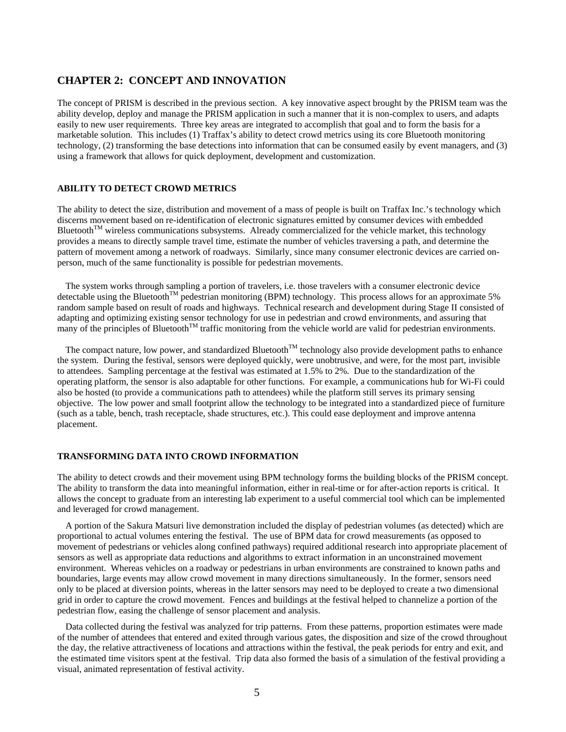# CHAPTER 2: CONCEPT AND INNOVATION

The concept of PRISM is described in the previous section. A key innovative aspect brought by the PRISM team was the ability develop, deploy and manage the PRISM application in such a manner that it is non-complex to users, and adapts easily to new user requirements. Three key areas are integrated to accomplish that goal and to form the basis for a marketable solution. This includes (1) Traffax's ability to detect crowd metrics using its core Bluetooth monitoring technology, (2) transforming the base detections into information that can be consumed easily by event managers, and (3) using a framework that allows for quick deployment, development and customization.

## ABILITY TO DETECT CROWD METRICS

The ability to detect the size, distribution and movement of a mass of people is built on Traffax Inc.'s technology which discerns movement based on re-identification of electronic signatures emitted by consumer devices with embedded Bluetooth™ wireless communications subsystems. Already commercialized for the vehicle market, this technology provides a means to directly sample travel time, estimate the number of vehicles traversing a path, and determine the pattern of movement among a network of roadways. Similarly, since many consumer electronic devices are carried on-person, much of the same functionality is possible for pedestrian movements.

The system works through sampling a portion of travelers, i.e. those travelers with a consumer electronic device detectable using the Bluetooth™ pedestrian monitoring (BPM) technology. This process allows for an approximate 5% random sample based on result of roads and highways. Technical research and development during Stage II consisted of adapting and optimizing existing sensor technology for use in pedestrian and crowd environments, and assuring that many of the principles of Bluetooth™ traffic monitoring from the vehicle world are valid for pedestrian environments.

The compact nature, low power, and standardized Bluetooth™ technology also provide development paths to enhance the system. During the festival, sensors were deployed quickly, were unobtrusive, and were, for the most part, invisible to attendees. Sampling percentage at the festival was estimated at 1.5% to 2%. Due to the standardization of the operating platform, the sensor is also adaptable for other functions. For example, a communications hub for Wi-Fi could also be hosted (to provide a communications path to attendees) while the platform still serves its primary sensing objective. The low power and small footprint allow the technology to be integrated into a standardized piece of furniture (such as a table, bench, trash receptacle, shade structures, etc.). This could ease deployment and improve antenna placement.

## TRANSFORMING DATA INTO CROWD INFORMATION

The ability to detect crowds and their movement using BPM technology forms the building blocks of the PRISM concept. The ability to transform the data into meaningful information, either in real-time or for after-action reports is critical. It allows the concept to graduate from an interesting lab experiment to a useful commercial tool which can be implemented and leveraged for crowd management.

A portion of the Sakura Matsuri live demonstration included the display of pedestrian volumes (as detected) which are proportional to actual volumes entering the festival. The use of BPM data for crowd measurements (as opposed to movement of pedestrians or vehicles along confined pathways) required additional research into appropriate placement of sensors as well as appropriate data reductions and algorithms to extract information in an unconstrained movement environment. Whereas vehicles on a roadway or pedestrians in urban environments are constrained to known paths and boundaries, large events may allow crowd movement in many directions simultaneously. In the former, sensors need only to be placed at diversion points, whereas in the latter sensors may need to be deployed to create a two dimensional grid in order to capture the crowd movement. Fences and buildings at the festival helped to channelize a portion of the pedestrian flow, easing the challenge of sensor placement and analysis.

Data collected during the festival was analyzed for trip patterns. From these patterns, proportion estimates were made of the number of attendees that entered and exited through various gates, the disposition and size of the crowd throughout the day, the relative attractiveness of locations and attractions within the festival, the peak periods for entry and exit, and the estimated time visitors spent at the festival. Trip data also formed the basis of a simulation of the festival providing a visual, animated representation of festival activity.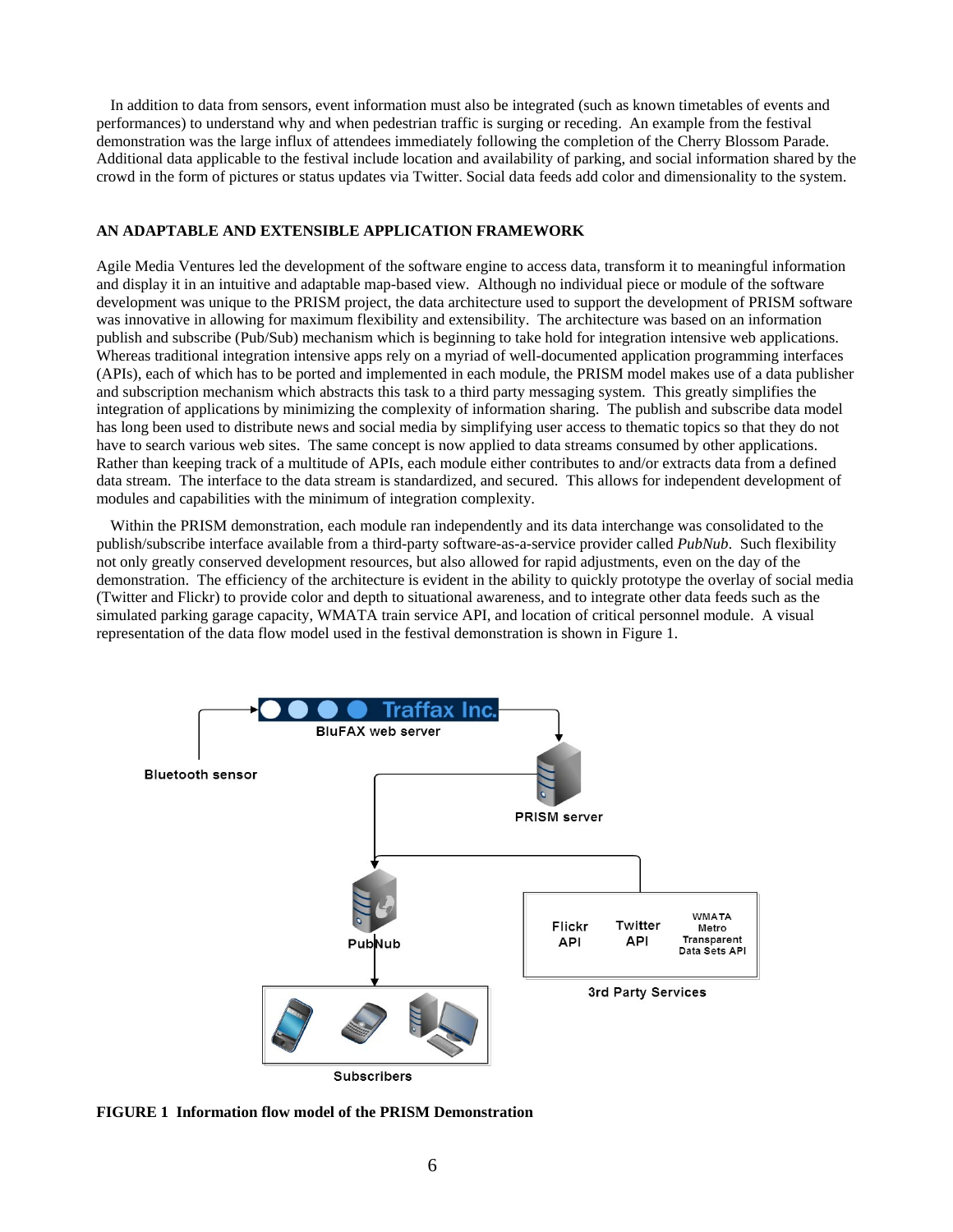In addition to data from sensors, event information must also be integrated (such as known timetables of events and performances) to understand how and when pedestrian traffic is surging or receding. An example from the festival demonstration was the large influx of attendees immediately following the completion of the Cherry Blossom Parade. Additional data applicable to the festival include location and availability of parking, and social information shared by the crowd in the form of pictures or status updates via Twitter. Social data feeds add color and dimensionality to the system.

## AN ADAPTABLE AND EXTENSIBLE APPLICATION FRAMEWORK

Agile Media Ventures led the development of the software engine to access data, transform it to meaningful information and display it in an intuitive and adaptable map-based view. Although no individual piece or module of the software development was unique to the PRISM project, the data architecture used to support the development of PRISM software was innovative in allowing for maximum flexibility and extensibility. The architecture was based on an information publish and subscribe (Pub/Sub) mechanism which is beginning to take hold for integration intensive web applications. Whereas traditional integration intensive apps rely on a myriad of well-documented application programming interfaces (APIs), each of which has to be ported and implemented in each module, the PRISM model makes use of a data publisher and subscription mechanism which abstracts this task to a third party messaging system. This greatly simplifies the integration of applications by minimizing the complexity of information sharing. The publish and subscribe data model has long been used to distribute news and social media by simplifying user access to thematic topics so that they do not have to search various web sites. The same concept is now applied to data streams consumed by other applications. Rather than keeping track of a multitude of APIs, each module either contributes to and/or extracts data from a defined data stream. The interface to the data stream is standardized, and secured. This allows for independent development of modules and capabilities with the minimum of integration complexity.

Within the PRISM demonstration, each module ran independently and its data interchange was consolidated to the publish/subscribe interface available from a third-party software-as-a-service provider called *PubNub*. Such flexibility not only greatly conserved development resources, but also allowed for rapid adjustments, even on the day of the demonstration. The efficiency of the architecture is evident in the ability to quickly prototype the overlay of social media (Twitter and Flickr) to provide color and depth to situational awareness, and to integrate other data feeds such as the simulated parking garage capacity, WMATA train service API, and location of critical personnel module. A visual representation of the data flow model used in the festival demonstration is shown in Figure 1.

**FIGURE 1 Information flow model of the PRISM Demonstration**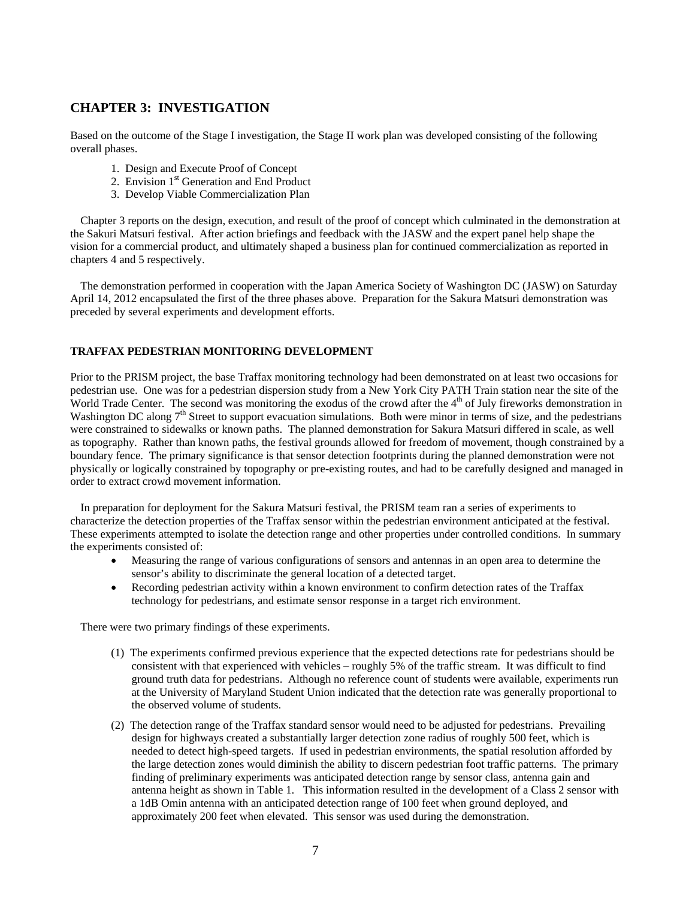## CHAPTER 3: INVESTIGATION

Based on the outcome of the Stage I investigation, the Stage II work plan was developed consisting of the following overall phases.

1. Design and Execute Proof of Concept
2. Envision 1st Generation and End Product
3. Develop Viable Commercialization Plan

Chapter 3 reports on the design, execution, and result of the proof of concept which culminated in the demonstration at the Sakuri Matsuri festival. After action briefings and feedback with the JASW and the expert panel help shape the vision for a commercial product, and ultimately shaped a business plan for continued commercialization as reported in chapters 4 and 5 respectively.

The demonstration performed in cooperation with the Japan America Society of Washington DC (JASW) on Saturday April 14, 2012 encapsulated the first of the three phases above. Preparation for the Sakura Matsuri demonstration was preceded by several experiments and development efforts.

### TRAFFAX PEDESTRIAN MONITORING DEVELOPMENT

Prior to the PRISM project, the base Traffax monitoring technology had been demonstrated on at least two occasions for pedestrian use. One was for a pedestrian dispersion study from a New York City PATH Train station near the site of the World Trade Center. The second was monitoring the exodus of the crowd after the 4th of July fireworks demonstration in Washington DC along 7th Street to support evacuation simulations. Both were minor in terms of size, and the pedestrians were constrained to sidewalks or known paths. The planned demonstration for Sakura Matsuri differed in scale, as well as topography. Rather than known paths, the festival grounds allowed for freedom of movement, though constrained by a boundary fence. The primary significance is that sensor detection footprints during the planned demonstration were not physically or logically constrained by topography or pre-existing routes, and had to be carefully designed and managed in order to extract crowd movement information.

In preparation for deployment for the Sakura Matsuri festival, the PRISM team ran a series of experiments to characterize the detection properties of the Traffax sensor within the pedestrian environment anticipated at the festival. These experiments attempted to isolate the detection range and other properties under controlled conditions. In summary the experiments consisted of:

- Measuring the range of various configurations of sensors and antennas in an open area to determine the sensor's ability to discriminate the general location of a detected target.
- Recording pedestrian activity within a known environment to confirm detection rates of the Traffax technology for pedestrians, and estimate sensor response in a target rich environment.

There were two primary findings of these experiments.

(1) The experiments confirmed previous experience that the expected detections rate for pedestrians should be consistent with that experienced with vehicles – roughly 5% of the traffic stream. It was difficult to find ground truth data for pedestrians. Although no reference count of students were available, experiments run at the University of Maryland Student Union indicated that the detection rate was generally proportional to the observed volume of students.

(2) The detection range of the Traffax standard sensor would need to be adjusted for pedestrians. Prevailing design for highways created a substantially larger detection zone radius of roughly 500 feet, which is needed to detect high-speed targets. If used in pedestrian environments, the spatial resolution afforded by the large detection zones would diminish the ability to discern pedestrian foot traffic patterns. The primary finding of preliminary experiments was anticipated detection range by sensor class, antenna gain and antenna height as shown in Table 1. This information resulted in the development of a Class 2 sensor with a 1dB Omin antenna with an anticipated detection range of 100 feet when ground deployed, and approximately 200 feet when elevated. This sensor was used during the demonstration.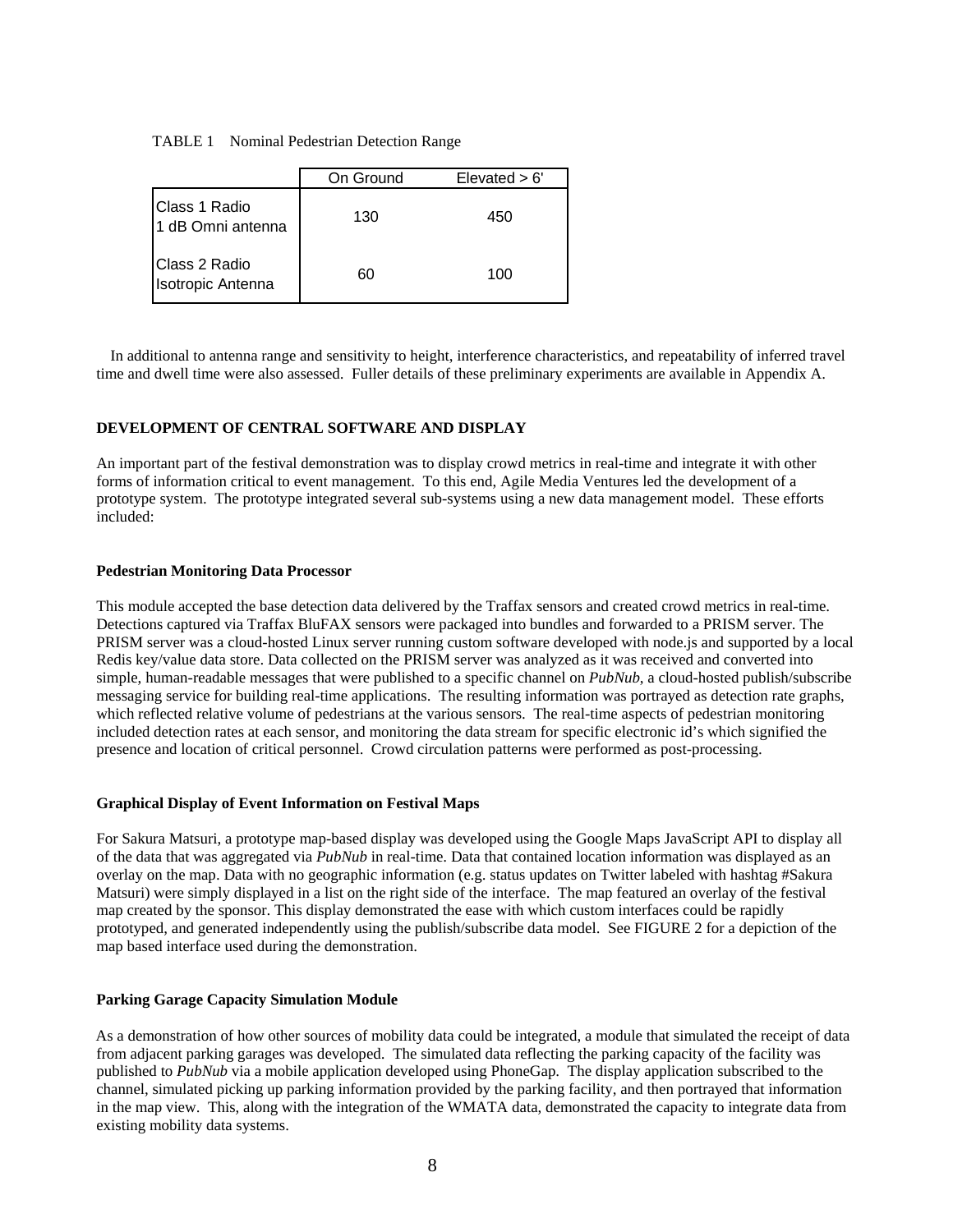TABLE 1 Nominal Pedestrian Detection Range

| | On Ground | Elevated > 6' |
|---|---|---|
| Class 1 Radio 1 dB Omni antenna | 130 | 450 |
| Class 2 Radio Isotropic Antenna | 60 | 100 |

In additional to antenna range and sensitivity to height, interference characteristics, and repeatability of inferred travel time and dwell time were also assessed. Fuller details of these preliminary experiments are available in Appendix A.

## DEVELOPMENT OF CENTRAL SOFTWARE AND DISPLAY

An important part of the festival demonstration was to display crowd metrics in real-time and integrate it with other forms of information critical to event management. To this end, Agile Media Ventures led the development of a prototype system. The prototype integrated several sub-systems using a new data management model. These efforts included:

### Pedestrian Monitoring Data Processor

This module accepted the base detection data delivered by the Traffax sensors and created crowd metrics in real-time. Detections captured via Traffax BluFAX sensors were packaged into bundles and forwarded to a PRISM server. The PRISM server was a cloud-hosted Linux server running custom software developed with node.js and supported by a local Redis key/value data store. Data collected on the PRISM server was analyzed as it was received and converted into simple, human-readable messages that were published to a specific channel on *PubNub*, a cloud-hosted publish/subscribe messaging service for building real-time applications. The resulting information was portrayed as detection rate graphs, which reflected relative volume of pedestrians at the various sensors. The real-time aspects of pedestrian monitoring included detection rates at each sensor, and monitoring the data stream for specific electronic id's which signified the presence and location of critical personnel. Crowd circulation patterns were performed as post-processing.

### Graphical Display of Event Information on Festival Maps

For Sakura Matsuri, a prototype map-based display was developed using the Google Maps JavaScript API to display all of the data that was aggregated via *PubNub* in real-time. Data that contained location information was displayed as an overlay on the map. Data with no geographic information (e.g. status updates on Twitter labeled with hashtag #Sakura Matsuri) were simply displayed in a list on the right side of the interface. The map featured an overlay of the festival map created by the sponsor. This display demonstrated the ease with which custom interfaces could be rapidly prototyped, and generated independently using the publish/subscribe data model. See FIGURE 2 for a depiction of the map based interface used during the demonstration.

### Parking Garage Capacity Simulation Module

As a demonstration of how other sources of mobility data could be integrated, a module that simulated the receipt of data from adjacent parking garages was developed. The simulated data reflecting the parking capacity of the facility was published to *PubNub* via a mobile application developed using PhoneGap. The display application subscribed to the channel, simulated picking up parking information provided by the parking facility, and then portrayed that information in the map view. This, along with the integration of the WMATA data, demonstrated the capacity to integrate data from existing mobility data systems.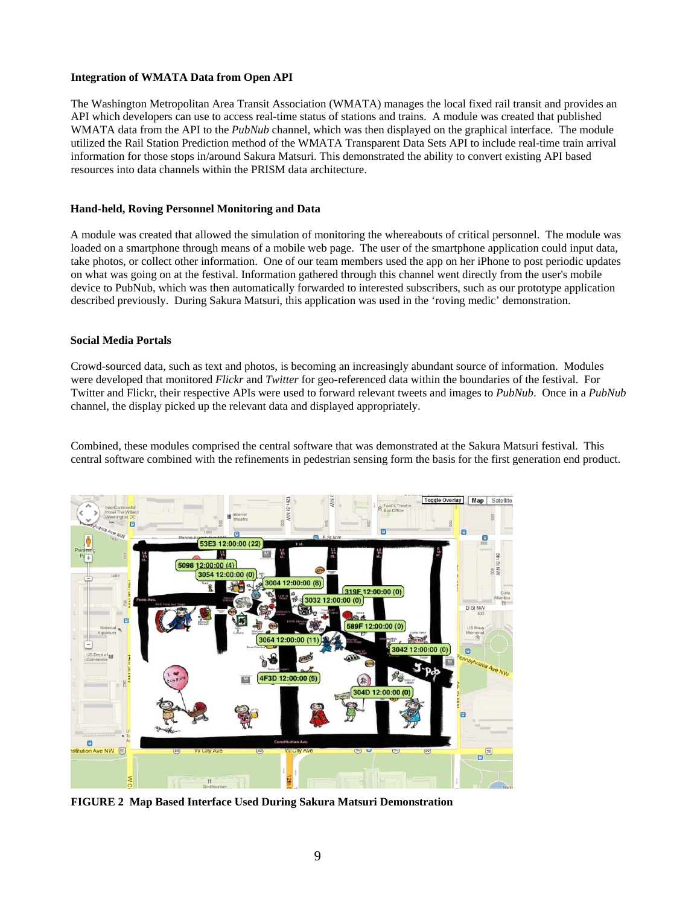**Integration of WMATA Data from Open API**

The Washington Metropolitan Area Transit Association (WMATA) manages the local fixed rail transit and provides an API which developers can use to access real-time status of stations and trains. A module was created that published WMATA data from the API to the *PubNub* channel, which was then displayed on the graphical interface. The module utilized the Rail Station Prediction method of the WMATA Transparent Data Sets API to include real-time train arrival information for those stops in/around Sakura Matsuri. This demonstrated the ability to convert existing API based resources into data channels within the PRISM data architecture.

**Hand-held, Roving Personnel Monitoring and Data**

A module was created that allowed the simulation of monitoring the whereabouts of critical personnel. The module was loaded on a smartphone through means of a mobile web page. The user of the smartphone application could input data, take photos, or collect other information. One of our team members used the app on her iPhone to post periodic updates on what was going on at the festival. Information gathered through this channel went directly from the user's mobile device to PubNub, which was then automatically forwarded to interested subscribers, such as our prototype application described previously. During Sakura Matsuri, this application was used in the 'roving medic' demonstration.

**Social Media Portals**

Crowd-sourced data, such as text and photos, is becoming an increasingly abundant source of information. Modules were developed that monitored *Flickr* and *Twitter* for geo-referenced data within the boundaries of the festival. For Twitter and Flickr, their respective APIs were used to forward relevant tweets and images to *PubNub*. Once in a *PubNub* channel, the display picked up the relevant data and displayed appropriately.

Combined, these modules comprised the central software that was demonstrated at the Sakura Matsuri festival. This central software combined with the refinements in pedestrian sensing form the basis for the first generation end product.

**FIGURE 2 Map Based Interface Used During Sakura Matsuri Demonstration**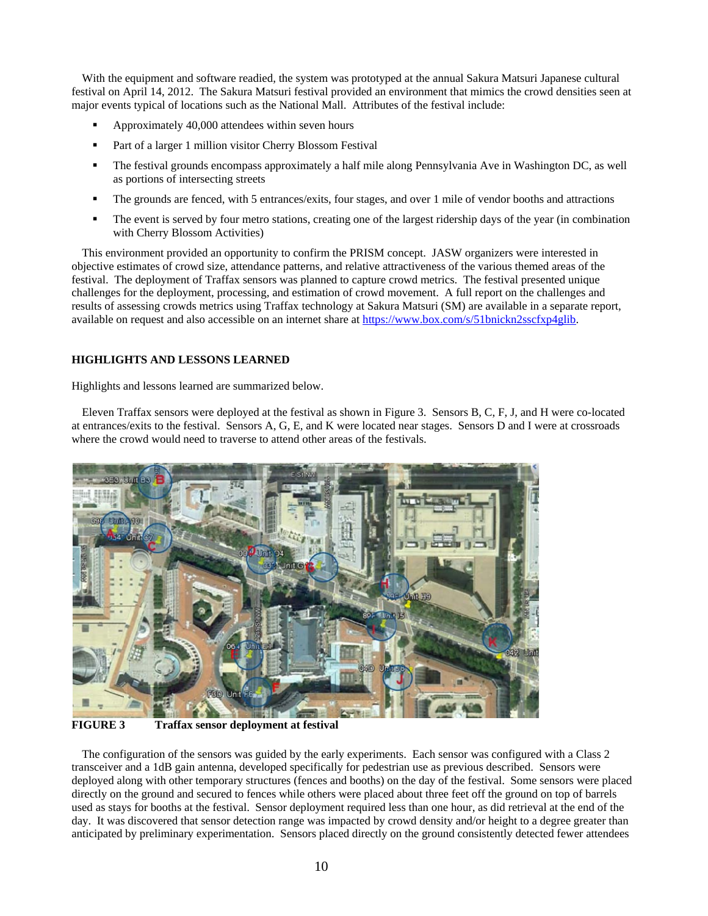With the equipment and software readied, the system was prototyped at the annual Sakura Matsuri Japanese cultural festival on April 14, 2012. The Sakura Matsuri festival provided an environment that mimics the crowd densities seen at major events typical of locations such as the National Mall. Attributes of the festival include:

- Approximately 40,000 attendees within seven hours
- Part of a larger 1 million visitor Cherry Blossom Festival
- The festival grounds encompass approximately a half mile along Pennsylvania Ave in Washington DC, as well as portions of intersecting streets
- The grounds are fenced, with 5 entrances/exits, four stages, and over 1 mile of vendor booths and attractions
- The event is served by four metro stations, creating one of the largest ridership days of the year (in combination with Cherry Blossom Activities)

This environment provided an opportunity to confirm the PRISM concept. JASW organizers were interested in objective estimates of crowd size, attendance patterns, and relative attractiveness of the various themed areas of the festival. The deployment of Traffax sensors was planned to capture crowd metrics. The festival presented unique challenges for the deployment, processing, and estimation of crowd movement. A full report on the challenges and results of assessing crowds metrics using Traffax technology at Sakura Matsuri (SM) are available in a separate report, available on request and also accessible on an internet share at https://www.box.com/s/51bnickn2sscfxp4glib.

## HIGHLIGHTS AND LESSONS LEARNED

Highlights and lessons learned are summarized below.

Eleven Traffax sensors were deployed at the festival as shown in Figure 3. Sensors B, C, F, J, and H were co-located at entrances/exits to the festival. Sensors A, G, E, and K were located near stages. Sensors D and I were at crossroads where the crowd would need to traverse to attend other areas of the festivals.

**FIGURE 3 Traffax sensor deployment at festival**

The configuration of the sensors was guided by the early experiments. Each sensor was configured with a Class 2 transceiver and a 1dB gain antenna, developed specifically for pedestrian use as previous described. Sensors were deployed along with other temporary structures (fences and booths) on the day of the festival. Some sensors were placed directly on the ground and secured to fences while others were placed about three feet off the ground on top of barrels used as stays for booths at the festival. Sensor deployment required less than one hour, as did retrieval at the end of the day. It was discovered that sensor detection range was impacted by crowd density and/or height to a degree greater than anticipated by preliminary experimentation. Sensors placed directly on the ground consistently detected fewer attendees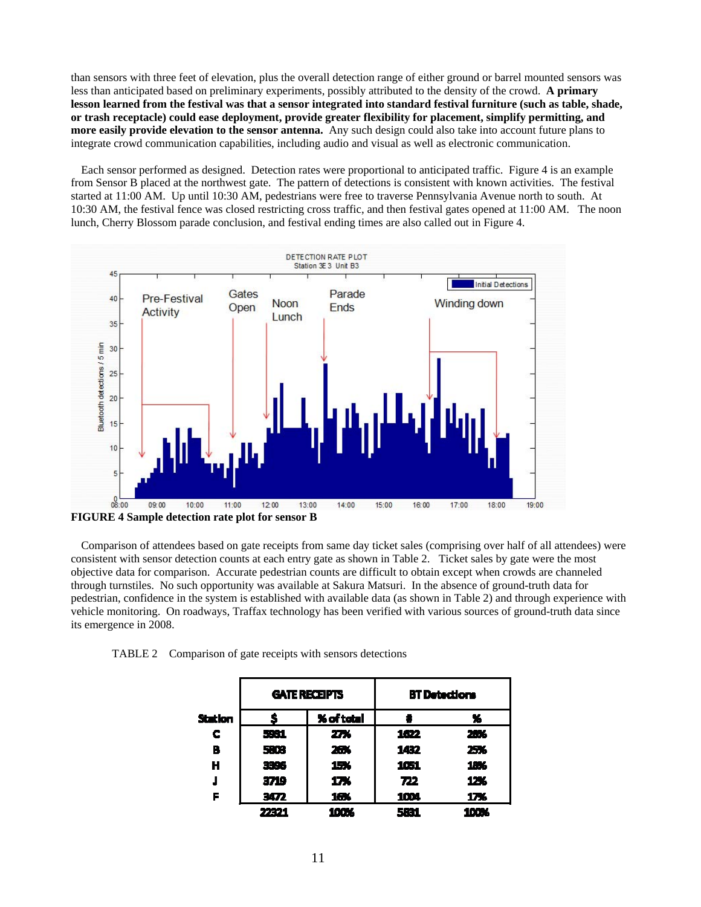than sensors with three feet of elevation, plus the overall detection range of either ground or barrel mounted sensors was less than anticipated based on preliminary experiments, possibly attributed to the density of the crowd. **A primary lesson learned from the festival was that a sensor integrated into standard festival furniture (such as table, shade, or trash receptacle) could ease deployment, provide greater flexibility for placement, simplify permitting, and more easily provide elevation to the sensor antenna.** Any such design could also take into account future plans to integrate crowd communication capabilities, including audio and visual as well as electronic communication.

Each sensor performed as designed. Detection rates were proportional to anticipated traffic. Figure 4 is an example from Sensor B placed at the northwest gate. The pattern of detections is consistent with known activities. The festival started at 11:00 AM. Up until 10:30 AM, pedestrians were free to traverse Pennsylvania Avenue north to south. At 10:30 AM, the festival fence was closed restricting cross traffic, and then festival gates opened at 11:00 AM. The noon lunch, Cherry Blossom parade conclusion, and festival ending times are also called out in Figure 4.

**FIGURE 4 Sample detection rate plot for sensor B**

Comparison of attendees based on gate receipts from same day ticket sales (comprising over half of all attendees) were consistent with sensor detection counts at each entry gate as shown in Table 2. Ticket sales by gate were the most objective data for comparison. Accurate pedestrian counts are difficult to obtain except when crowds are channeled through turnstiles. No such opportunity was available at Sakura Matsuri. In the absence of ground-truth data for pedestrian, confidence in the system is established with available data (as shown in Table 2) and through experience with vehicle monitoring. On roadways, Traffax technology has been verified with various sources of ground-truth data since its emergence in 2008.

TABLE 2 Comparison of gate receipts with sensors detections

| | GATE RECEIPTS | | BT Detections | |
|---|---|---|---|---|
| Station | $ | % of total | # | % |
| C | 5931 | 27% | 1622 | 28% |
| B | 5803 | 26% | 1432 | 25% |
| H | 3396 | 15% | 1051 | 18% |
| J | 3719 | 17% | 722 | 12% |
| F | 3472 | 16% | 1004 | 17% |
| | 22321 | 100% | 5831 | 100% |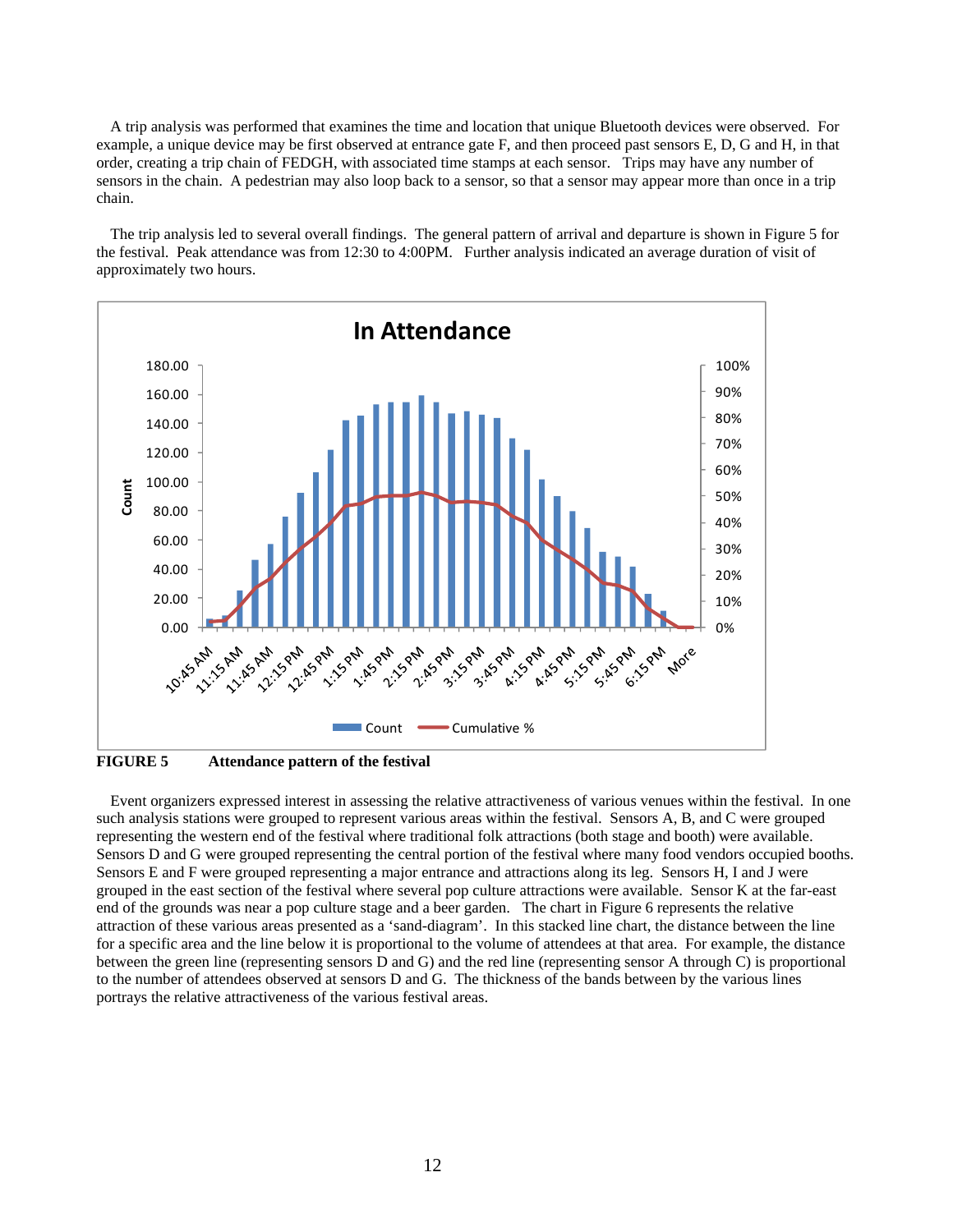A trip analysis was performed that examines the time and location that unique Bluetooth devices were observed. For example, a unique device may be first observed at entrance gate F, and then proceed past sensors E, D, G and H, in that order, creating a trip chain of FEDGH, with associated time stamps at each sensor. Trips may have any number of sensors in the chain. A pedestrian may also loop back to a sensor, so that a sensor may appear more than once in a trip chain.

The trip analysis led to several overall findings. The general pattern of arrival and departure is shown in Figure 5 for the festival. Peak attendance was from 12:30 to 4:00PM. Further analysis indicated an average duration of visit of approximately two hours.

**FIGURE 5** Attendance pattern of the festival

Event organizers expressed interest in assessing the relative attractiveness of various venues within the festival. In one such analysis stations were grouped to represent various areas within the festival. Sensors A, B, and C were grouped representing the western end of the festival where traditional folk attractions (both stage and booth) were available. Sensors D and G were grouped representing the central portion of the festival where many food vendors occupied booths. Sensors E and F were grouped representing a major entrance and attractions along its leg. Sensors H, I and J were grouped in the east section of the festival where several pop culture attractions were available. Sensor K at the far-east end of the grounds was near a pop culture stage and a beer garden. The chart in Figure 6 represents the relative attraction of these various areas presented as a 'sand-diagram'. In this stacked line chart, the distance between the line for a specific area and the line below it is proportional to the volume of attendees at that area. For example, the distance between the green line (representing sensors D and G) and the red line (representing sensor A through C) is proportional to the number of attendees observed at sensors D and G. The thickness of the bands between by the various lines portrays the relative attractiveness of the various festival areas.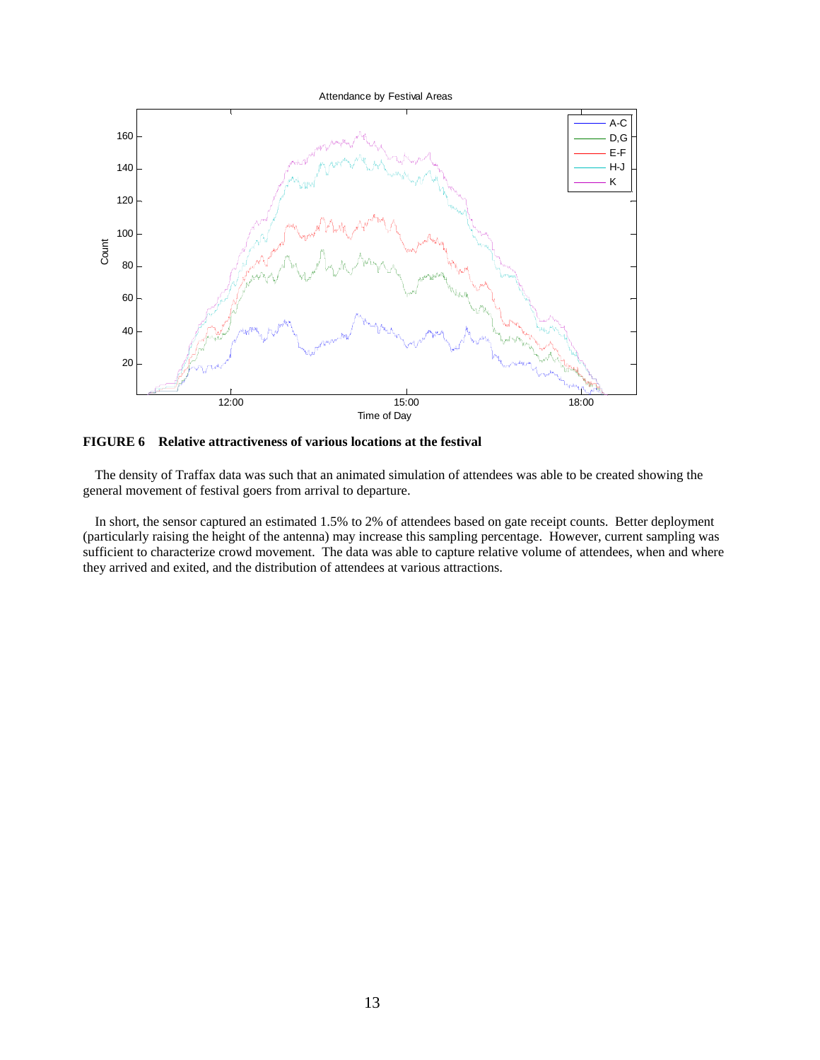**FIGURE 6 Relative attractiveness of various locations at the festival**

The density of Traffax data was such that an animated simulation of attendees was able to be created showing the general movement of festival goers from arrival to departure.

In short, the sensor captured an estimated 1.5% to 2% of attendees based on gate receipt counts. Better deployment (particularly raising the height of the antenna) may increase this sampling percentage. However, current sampling was sufficient to characterize crowd movement. The data was able to capture relative volume of attendees, when and where they arrived and exited, and the distribution of attendees at various attractions.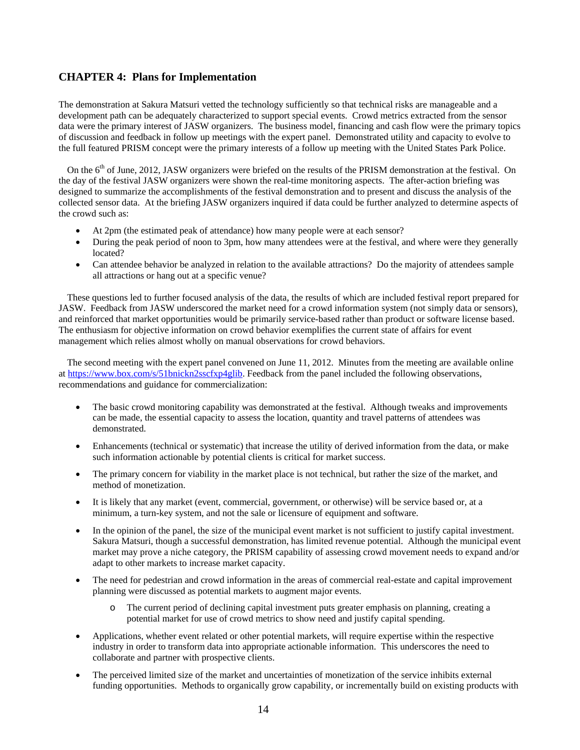## CHAPTER 4: Plans for Implementation

The demonstration at Sakura Matsuri vetted the technology sufficiently so that technical risks are manageable and a development path can be adequately characterized to support special events. Crowd metrics extracted from the sensor data were the primary interest of JASW organizers. The business model, financing and cash flow were the primary topics of discussion and feedback in follow up meetings with the expert panel. Demonstrated utility and capacity to evolve to the full featured PRISM concept were the primary interests of a follow up meeting with the United States Park Police.

On the 6th of June, 2012, JASW organizers were briefed on the results of the PRISM demonstration at the festival. On the day of the festival JASW organizers were shown the real-time monitoring aspects. The after-action briefing was designed to summarize the accomplishments of the festival demonstration and to present and discuss the analysis of the collected sensor data. At the briefing JASW organizers inquired if data could be further analyzed to determine aspects of the crowd such as:

- At 2pm (the estimated peak of attendance) how many people were at each sensor?
- During the peak period of noon to 3pm, how many attendees were at the festival, and where were they generally located?
- Can attendee behavior be analyzed in relation to the available attractions? Do the majority of attendees sample all attractions or hang out at a specific venue?

These questions led to further focused analysis of the data, the results of which are included festival report prepared for JASW. Feedback from JASW underscored the market need for a crowd information system (not simply data or sensors), and reinforced that market opportunities would be primarily service-based rather than product or software license based. The enthusiasm for objective information on crowd behavior exemplifies the current state of affairs for event management which relies almost wholly on manual observations for crowd behaviors.

The second meeting with the expert panel convened on June 11, 2012. Minutes from the meeting are available online at https://www.box.com/s/51bnickn2sscfxp4glib. Feedback from the panel included the following observations, recommendations and guidance for commercialization:

- The basic crowd monitoring capability was demonstrated at the festival. Although tweaks and improvements can be made, the essential capacity to assess the location, quantity and travel patterns of attendees was demonstrated.
- Enhancements (technical or systematic) that increase the utility of derived information from the data, or make such information actionable by potential clients is critical for market success.
- The primary concern for viability in the market place is not technical, but rather the size of the market, and method of monetization.
- It is likely that any market (event, commercial, government, or otherwise) will be service based or, at a minimum, a turn-key system, and not the sale or licensure of equipment and software.
- In the opinion of the panel, the size of the municipal event market is not sufficient to justify capital investment. Sakura Matsuri, though a successful demonstration, has limited revenue potential. Although the municipal event market may prove a niche category, the PRISM capability of assessing crowd movement needs to expand and/or adapt to other markets to increase market capacity.
- The need for pedestrian and crowd information in the areas of commercial real-estate and capital improvement planning were discussed as potential markets to augment major events.
  - The current period of declining capital investment puts greater emphasis on planning, creating a potential market for use of crowd metrics to show need and justify capital spending.
- Applications, whether event related or other potential markets, will require expertise within the respective industry in order to transform data into appropriate actionable information. This underscores the need to collaborate and partner with prospective clients.
- The perceived limited size of the market and uncertainties of monetization of the service inhibits external funding opportunities. Methods to organically grow capability, or incrementally build on existing products with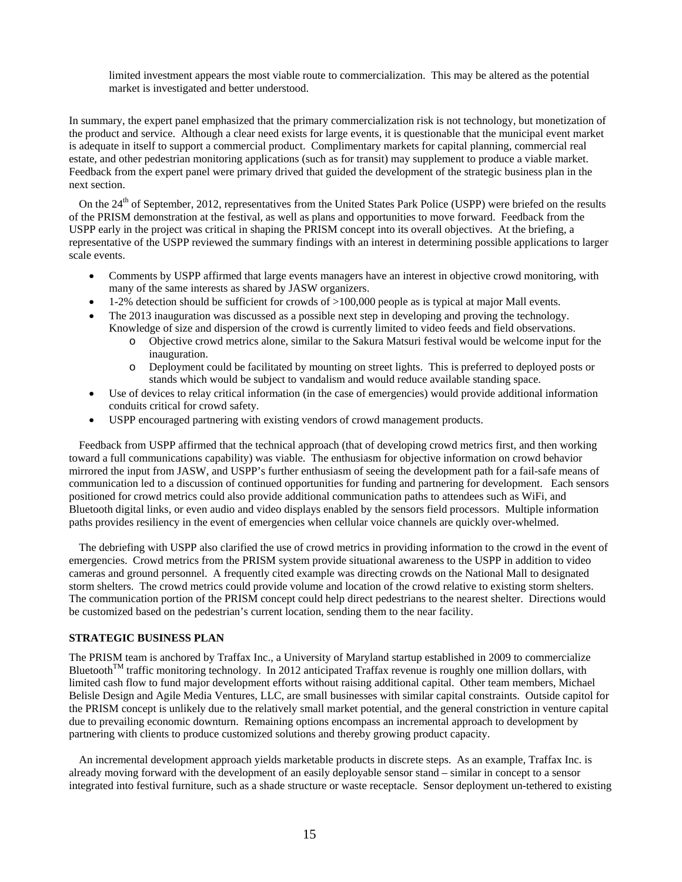limited investment appears the most viable route to commercialization. This may be altered as the potential market is investigated and better understood.

In summary, the expert panel emphasized that the primary commercialization risk is not technology, but monetization of the product and service. Although a clear need exists for large events, it is questionable that the municipal event market is adequate in itself to support a commercial product. Complimentary markets for capital planning, commercial real estate, and other pedestrian monitoring applications (such as for transit) may supplement to produce a viable market. Feedback from the expert panel were primary drived that guided the development of the strategic business plan in the next section.

On the 24th of September, 2012, representatives from the United States Park Police (USPP) were briefed on the results of the PRISM demonstration at the festival, as well as plans and opportunities to move forward. Feedback from the USPP early in the project was critical in shaping the PRISM concept into its overall objectives. At the briefing, a representative of the USPP reviewed the summary findings with an interest in determining possible applications to larger scale events.

- Comments by USPP affirmed that large events managers have an interest in objective crowd monitoring, with many of the same interests as shared by JASW organizers.
- 1-2% detection should be sufficient for crowds of >100,000 people as is typical at major Mall events.
- The 2013 inauguration was discussed as a possible next step in developing and proving the technology. Knowledge of size and dispersion of the crowd is currently limited to video feeds and field observations.
  - Objective crowd metrics alone, similar to the Sakura Matsuri festival would be welcome input for the inauguration.
  - Deployment could be facilitated by mounting on street lights. This is preferred to deployed posts or stands which would be subject to vandalism and would reduce available standing space.
- Use of devices to relay critical information (in the case of emergencies) would provide additional information conduits critical for crowd safety.
- USPP encouraged partnering with existing vendors of crowd management products.

Feedback from USPP affirmed that the technical approach (that of developing crowd metrics first, and then working toward a full communications capability) was viable. The enthusiasm for objective information on crowd behavior mirrored the input from JASW, and USPP's further enthusiasm of seeing the development path for a fail-safe means of communication led to a discussion of continued opportunities for funding and partnering for development. Each sensors positioned for crowd metrics could also provide additional communication paths to attendees such as WiFi, and Bluetooth digital links, or even audio and video displays enabled by the sensors field processors. Multiple information paths provides resiliency in the event of emergencies when cellular voice channels are quickly over-whelmed.

The debriefing with USPP also clarified the use of crowd metrics in providing information to the crowd in the event of emergencies. Crowd metrics from the PRISM system provide situational awareness to the USPP in addition to video cameras and ground personnel. A frequently cited example was directing crowds on the National Mall to designated storm shelters. The crowd metrics could provide volume and location of the crowd relative to existing storm shelters. The communication portion of the PRISM concept could help direct pedestrians to the nearest shelter. Directions would be customized based on the pedestrian's current location, sending them to the near facility.

## STRATEGIC BUSINESS PLAN

The PRISM team is anchored by Traffax Inc., a University of Maryland startup established in 2009 to commercialize Bluetooth™ traffic monitoring technology. In 2012 anticipated Traffax revenue is roughly one million dollars, with limited cash flow to fund major development efforts without raising additional capital. Other team members, Michael Belisle Design and Agile Media Ventures, LLC, are small businesses with similar capital constraints. Outside capitol for the PRISM concept is unlikely due to the relatively small market potential, and the general constriction in venture capital due to prevailing economic downturn. Remaining options encompass an incremental approach to development by partnering with clients to produce customized solutions and thereby growing product capacity.

An incremental development approach yields marketable products in discrete steps. As an example, Traffax Inc. is already moving forward with the development of an easily deployable sensor stand – similar in concept to a sensor integrated into festival furniture, such as a shade structure or waste receptacle. Sensor deployment un-tethered to existing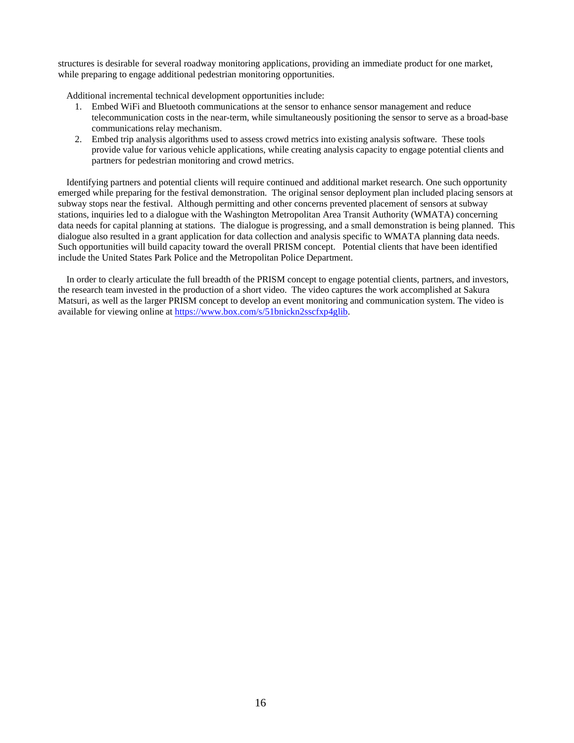structures is desirable for several roadway monitoring applications, providing an immediate product for one market, while preparing to engage additional pedestrian monitoring opportunities.

Additional incremental technical development opportunities include:

1. Embed WiFi and Bluetooth communications at the sensor to enhance sensor management and reduce telecommunication costs in the near-term, while simultaneously positioning the sensor to serve as a broad-base communications relay mechanism.
2. Embed trip analysis algorithms used to assess crowd metrics into existing analysis software. These tools provide value for various vehicle applications, while creating analysis capacity to engage potential clients and partners for pedestrian monitoring and crowd metrics.

Identifying partners and potential clients will require continued and additional market research. One such opportunity emerged while preparing for the festival demonstration. The original sensor deployment plan included placing sensors at subway stops near the festival. Although permitting and other concerns prevented placement of sensors at subway stations, inquiries led to a dialogue with the Washington Metropolitan Area Transit Authority (WMATA) concerning data needs for capital planning at stations. The dialogue is progressing, and a small demonstration is being planned. This dialogue also resulted in a grant application for data collection and analysis specific to WMATA planning data needs. Such opportunities will build capacity toward the overall PRISM concept. Potential clients that have been identified include the United States Park Police and the Metropolitan Police Department.

In order to clearly articulate the full breadth of the PRISM concept to engage potential clients, partners, and investors, the research team invested in the production of a short video. The video captures the work accomplished at Sakura Matsuri, as well as the larger PRISM concept to develop an event monitoring and communication system. The video is available for viewing online at https://www.box.com/s/51bnickn2sscfxp4glib.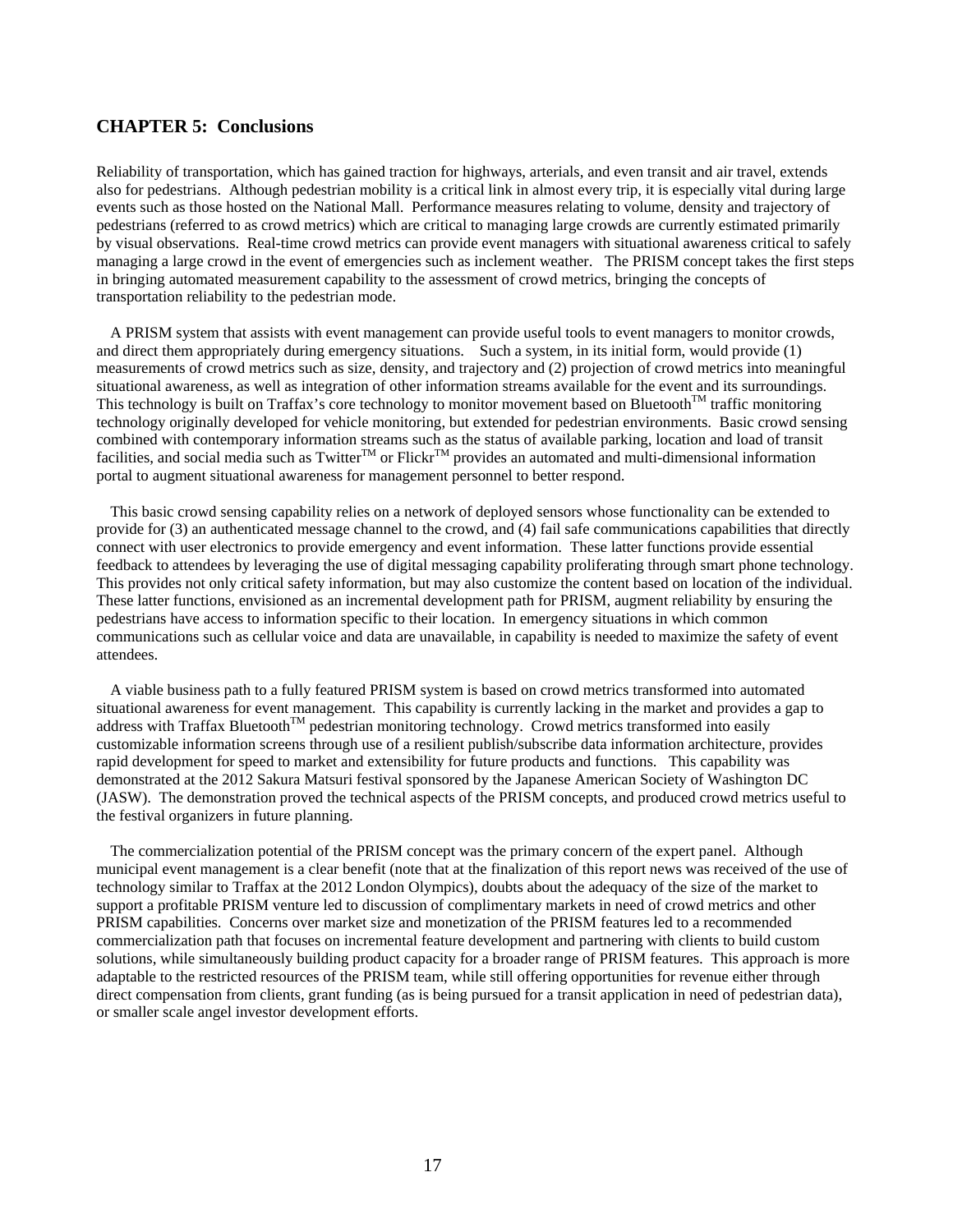## CHAPTER 5: Conclusions

Reliability of transportation, which has gained traction for highways, arterials, and even transit and air travel, extends also for pedestrians. Although pedestrian mobility is a critical link in almost every trip, it is especially vital during large events such as those hosted on the National Mall. Performance measures relating to volume, density and trajectory of pedestrians (referred to as crowd metrics) which are critical to managing large crowds are currently estimated primarily by visual observations. Real-time crowd metrics can provide event managers with situational awareness critical to safely managing a large crowd in the event of emergencies such as inclement weather. The PRISM concept takes the first steps in bringing automated measurement capability to the assessment of crowd metrics, bringing the concepts of transportation reliability to the pedestrian mode.

A PRISM system that assists with event management can provide useful tools to event managers to monitor crowds, and direct them appropriately during emergency situations. Such a system, in its initial form, would provide (1) measurements of crowd metrics such as size, density, and trajectory and (2) projection of crowd metrics into meaningful situational awareness, as well as integration of other information streams available for the event and its surroundings. This technology is built on Traffax's core technology to monitor movement based on Bluetooth™ traffic monitoring technology originally developed for vehicle monitoring, but extended for pedestrian environments. Basic crowd sensing combined with contemporary information streams such as the status of available parking, location and load of transit facilities, and social media such as Twitter™ or Flickr™ provides an automated and multi-dimensional information portal to augment situational awareness for management personnel to better respond.

This basic crowd sensing capability relies on a network of deployed sensors whose functionality can be extended to provide for (3) an authenticated message channel to the crowd, and (4) fail safe communications capabilities that directly connect with user electronics to provide emergency and event information. These latter functions provide essential feedback to attendees by leveraging the use of digital messaging capability proliferating through smart phone technology. This provides not only critical safety information, but may also customize the content based on location of the individual. These latter functions, envisioned as an incremental development path for PRISM, augment reliability by ensuring the pedestrians have access to information specific to their location. In emergency situations in which common communications such as cellular voice and data are unavailable, in capability is needed to maximize the safety of event attendees.

A viable business path to a fully featured PRISM system is based on crowd metrics transformed into automated situational awareness for event management. This capability is currently lacking in the market and provides a gap to address with Traffax Bluetooth™ pedestrian monitoring technology. Crowd metrics transformed into easily customizable information screens through use of a resilient publish/subscribe data information architecture, provides rapid development for speed to market and extensibility for future products and functions. This capability was demonstrated at the 2012 Sakura Matsuri festival sponsored by the Japanese American Society of Washington DC (JASW). The demonstration proved the technical aspects of the PRISM concepts, and produced crowd metrics useful to the festival organizers in future planning.

The commercialization potential of the PRISM concept was the primary concern of the expert panel. Although municipal event management is a clear benefit (note that at the finalization of this report news was received of the use of technology similar to Traffax at the 2012 London Olympics), doubts about the adequacy of the size of the market to support a profitable PRISM venture led to discussion of complimentary markets in need of crowd metrics and other PRISM capabilities. Concerns over market size and monetization of the PRISM features led to a recommended commercialization path that focuses on incremental feature development and partnering with clients to build custom solutions, while simultaneously building product capacity for a broader range of PRISM features. This approach is more adaptable to the restricted resources of the PRISM team, while still offering opportunities for revenue either through direct compensation from clients, grant funding (as is being pursued for a transit application in need of pedestrian data), or smaller scale angel investor development efforts.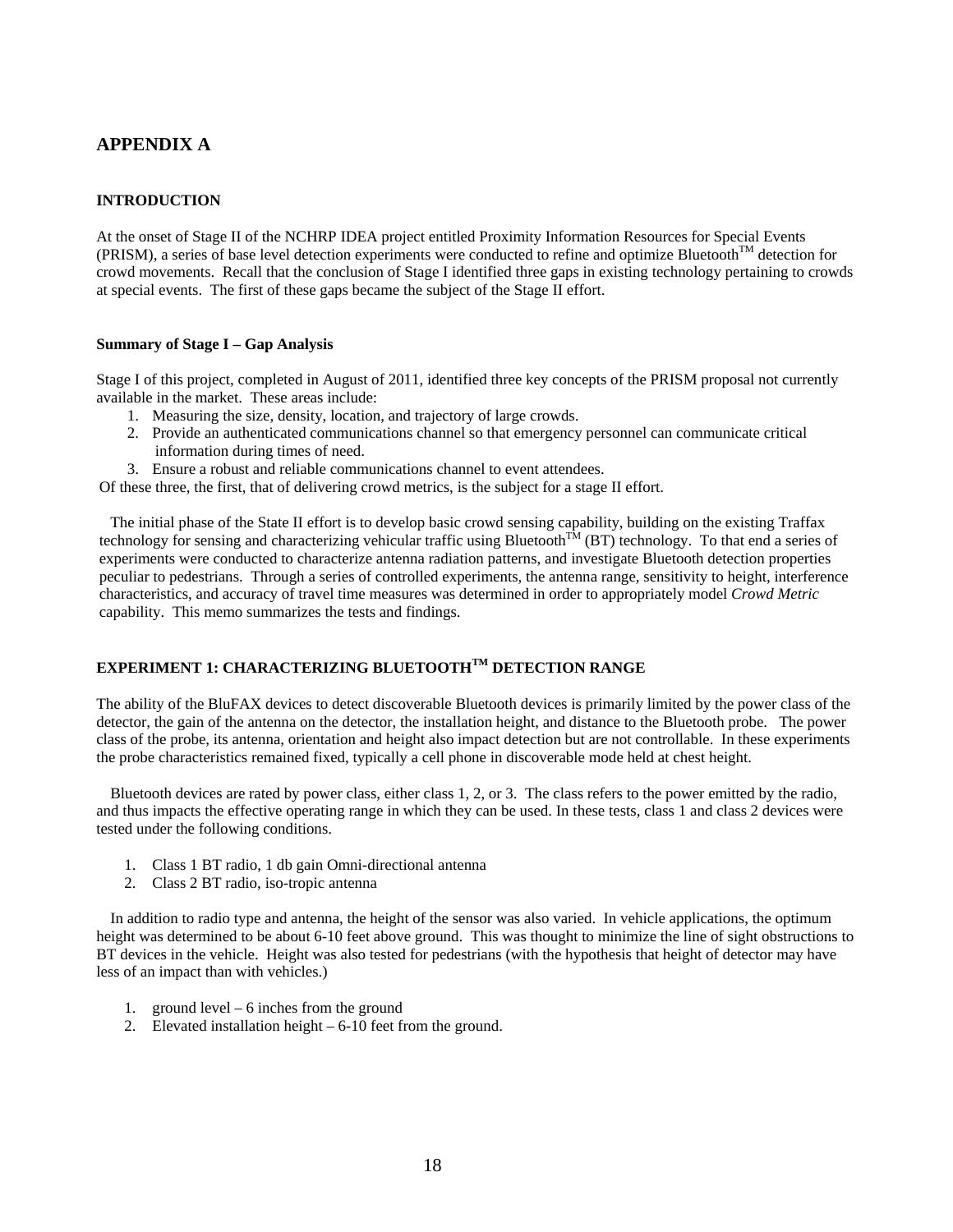## APPENDIX A

### INTRODUCTION

At the onset of Stage II of the NCHRP IDEA project entitled Proximity Information Resources for Special Events (PRISM), a series of base level detection experiments were conducted to refine and optimize Bluetooth™ detection for crowd movements. Recall that the conclusion of Stage I identified three gaps in existing technology pertaining to crowds at special events. The first of these gaps became the subject of the Stage II effort.

#### Summary of Stage I – Gap Analysis

Stage I of this project, completed in August of 2011, identified three key concepts of the PRISM proposal not currently available in the market. These areas include:

1. Measuring the size, density, location, and trajectory of large crowds.
2. Provide an authenticated communications channel so that emergency personnel can communicate critical information during times of need.
3. Ensure a robust and reliable communications channel to event attendees.

Of these three, the first, that of delivering crowd metrics, is the subject for a stage II effort.

The initial phase of the State II effort is to develop basic crowd sensing capability, building on the existing Traffax technology for sensing and characterizing vehicular traffic using Bluetooth™ (BT) technology. To that end a series of experiments were conducted to characterize antenna radiation patterns, and investigate Bluetooth detection properties peculiar to pedestrians. Through a series of controlled experiments, the antenna range, sensitivity to height, interference characteristics, and accuracy of travel time measures was determined in order to appropriately model *Crowd Metric* capability. This memo summarizes the tests and findings.

### EXPERIMENT 1: CHARACTERIZING BLUETOOTH™ DETECTION RANGE

The ability of the BluFAX devices to detect discoverable Bluetooth devices is primarily limited by the power class of the detector, the gain of the antenna on the detector, the installation height, and distance to the Bluetooth probe. The power class of the probe, its antenna, orientation and height also impact detection but are not controllable. In these experiments the probe characteristics remained fixed, typically a cell phone in discoverable mode held at chest height.

Bluetooth devices are rated by power class, either class 1, 2, or 3. The class refers to the power emitted by the radio, and thus impacts the effective operating range in which they can be used. In these tests, class 1 and class 2 devices were tested under the following conditions.

1. Class 1 BT radio, 1 db gain Omni-directional antenna
2. Class 2 BT radio, iso-tropic antenna

In addition to radio type and antenna, the height of the sensor was also varied. In vehicle applications, the optimum height was determined to be about 6-10 feet above ground. This was thought to minimize the line of sight obstructions to BT devices in the vehicle. Height was also tested for pedestrians (with the hypothesis that height of detector may have less of an impact than with vehicles.)

1. ground level – 6 inches from the ground
2. Elevated installation height – 6-10 feet from the ground.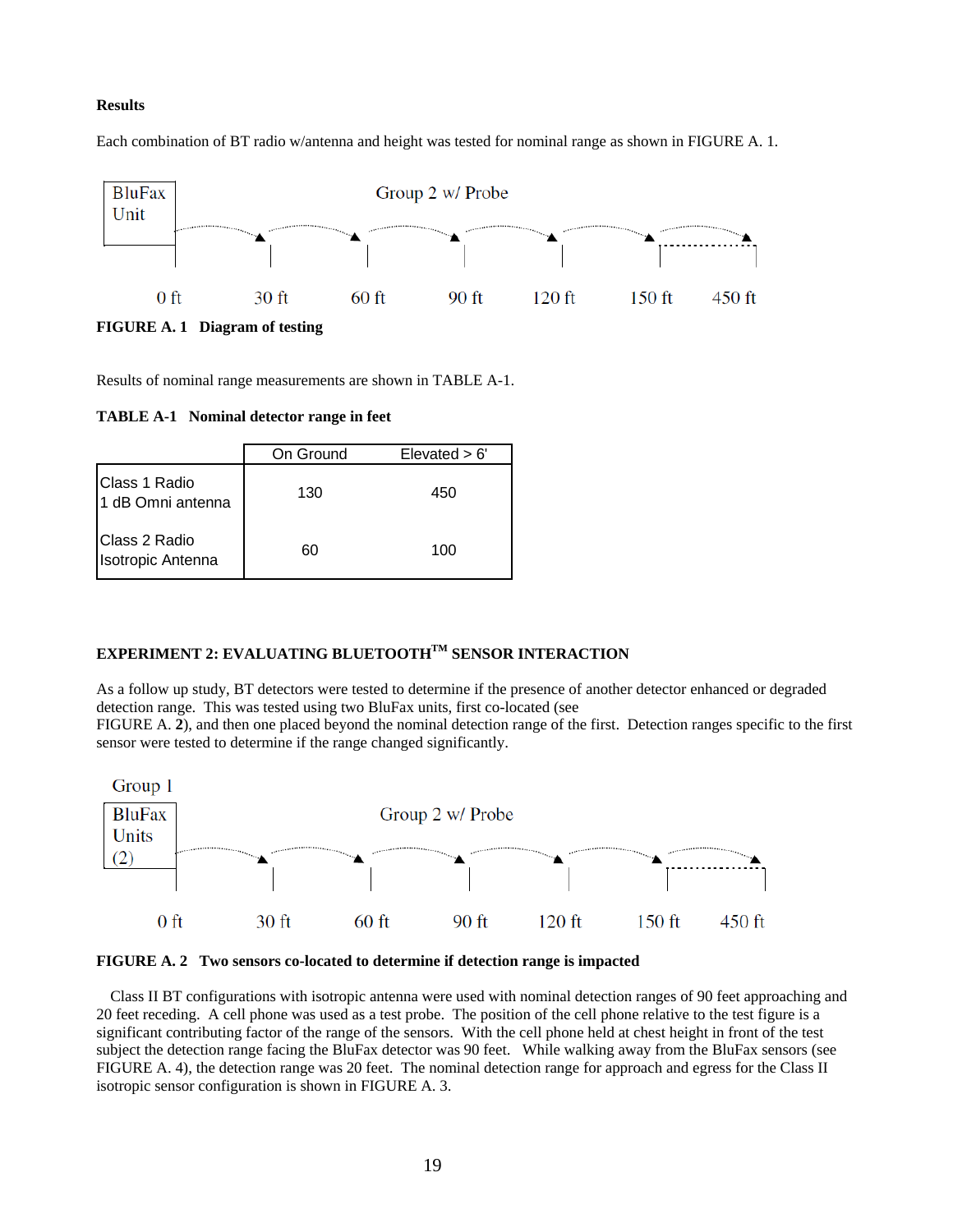**Results**

Each combination of BT radio w/antenna and height was tested for nominal range as shown in FIGURE A. 1.

BluFax Unit

Group 2 w/ Probe

0 ft 30 ft 60 ft 90 ft 120 ft 150 ft 450 ft

**FIGURE A. 1 Diagram of testing**

Results of nominal range measurements are shown in TABLE A-1.

**TABLE A-1 Nominal detector range in feet**

| | On Ground | Elevated > 6' |
|---|---|---|
| Class 1 Radio 1 dB Omni antenna | 130 | 450 |
| Class 2 Radio Isotropic Antenna | 60 | 100 |

**EXPERIMENT 2: EVALUATING BLUETOOTH™ SENSOR INTERACTION**

As a follow up study, BT detectors were tested to determine if the presence of another detector enhanced or degraded detection range. This was tested using two BluFax units, first co-located (see FIGURE A. **2**), and then one placed beyond the nominal detection range of the first. Detection ranges specific to the first sensor were tested to determine if the range changed significantly.

Group 1

BluFax Units (2)

Group 2 w/ Probe

0 ft 30 ft 60 ft 90 ft 120 ft 150 ft 450 ft

**FIGURE A. 2 Two sensors co-located to determine if detection range is impacted**

Class II BT configurations with isotropic antenna were used with nominal detection ranges of 90 feet approaching and 20 feet receding. A cell phone was used as a test probe. The position of the cell phone relative to the test figure is a significant contributing factor of the range of the sensors. With the cell phone held at chest height in front of the test subject the detection range facing the BluFax detector was 90 feet. While walking away from the BluFax sensors (see FIGURE A. 4), the detection range was 20 feet. The nominal detection range for approach and egress for the Class II isotropic sensor configuration is shown in FIGURE A. 3.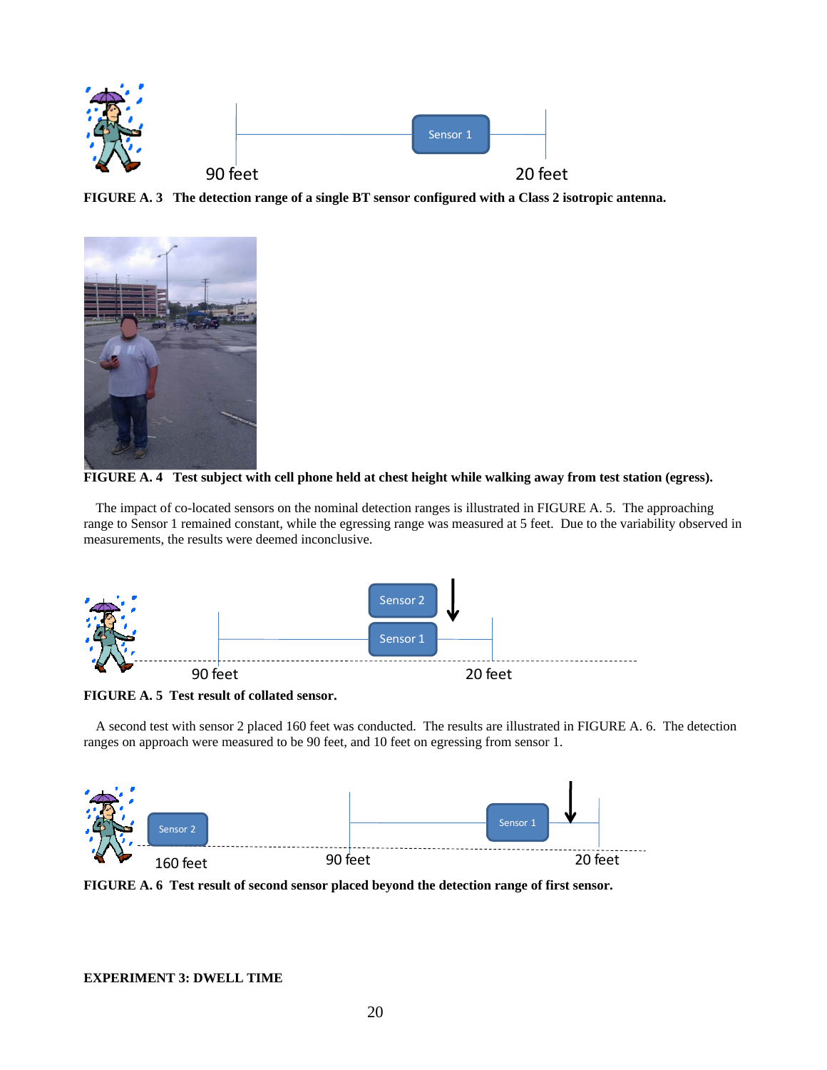**FIGURE A. 3 The detection range of a single BT sensor configured with a Class 2 isotropic antenna.**

**FIGURE A. 4 Test subject with cell phone held at chest height while walking away from test station (egress).**

The impact of co-located sensors on the nominal detection ranges is illustrated in FIGURE A. 5. The approaching range to Sensor 1 remained constant, while the egressing range was measured at 5 feet. Due to the variability observed in measurements, the results were deemed inconclusive.

**FIGURE A. 5 Test result of collated sensor.**

A second test with sensor 2 placed 160 feet was conducted. The results are illustrated in FIGURE A. 6. The detection ranges on approach were measured to be 90 feet, and 10 feet on egressing from sensor 1.

**FIGURE A. 6 Test result of second sensor placed beyond the detection range of first sensor.**

**EXPERIMENT 3: DWELL TIME**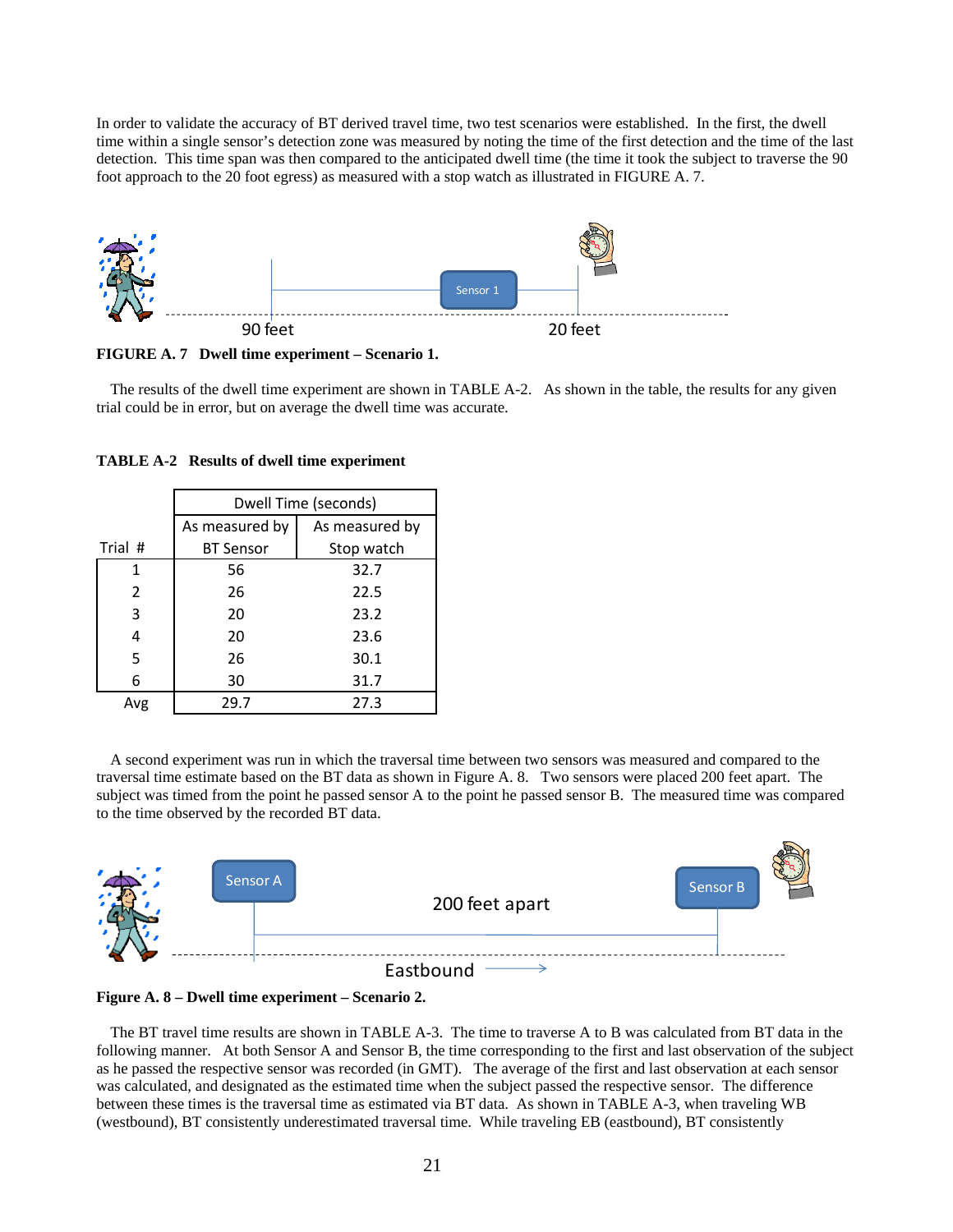In order to validate the accuracy of BT derived travel time, two test scenarios were established. In the first, the dwell time within a single sensor's detection zone was measured by noting the time of the first detection and the time of the last detection. This time span was then compared to the anticipated dwell time (the time it took the subject to traverse the 90 foot approach to the 20 foot egress) as measured with a stop watch as illustrated in FIGURE A. 7.

**FIGURE A. 7 Dwell time experiment – Scenario 1.**

The results of the dwell time experiment are shown in TABLE A-2. As shown in the table, the results for any given trial could be in error, but on average the dwell time was accurate.

**TABLE A-2 Results of dwell time experiment**

| | Dwell Time (seconds) | |
|---|---|---|
| Trial # | As measured by BT Sensor | As measured by Stop watch |
| 1 | 56 | 32.7 |
| 2 | 26 | 22.5 |
| 3 | 20 | 23.2 |
| 4 | 20 | 23.6 |
| 5 | 26 | 30.1 |
| 6 | 30 | 31.7 |
| Avg | 29.7 | 27.3 |

A second experiment was run in which the traversal time between two sensors was measured and compared to the traversal time estimate based on the BT data as shown in Figure A. 8. Two sensors were placed 200 feet apart. The subject was timed from the point he passed sensor A to the point he passed sensor B. The measured time was compared to the time observed by the recorded BT data.

**Figure A. 8 – Dwell time experiment – Scenario 2.**

The BT travel time results are shown in TABLE A-3. The time to traverse A to B was calculated from BT data in the following manner. At both Sensor A and Sensor B, the time corresponding to the first and last observation of the subject as he passed the respective sensor was recorded (in GMT). The average of the first and last observation at each sensor was calculated, and designated as the estimated time when the subject passed the respective sensor. The difference between these times is the traversal time as estimated via BT data. As shown in TABLE A-3, when traveling WB (westbound), BT consistently underestimated traversal time. While traveling EB (eastbound), BT consistently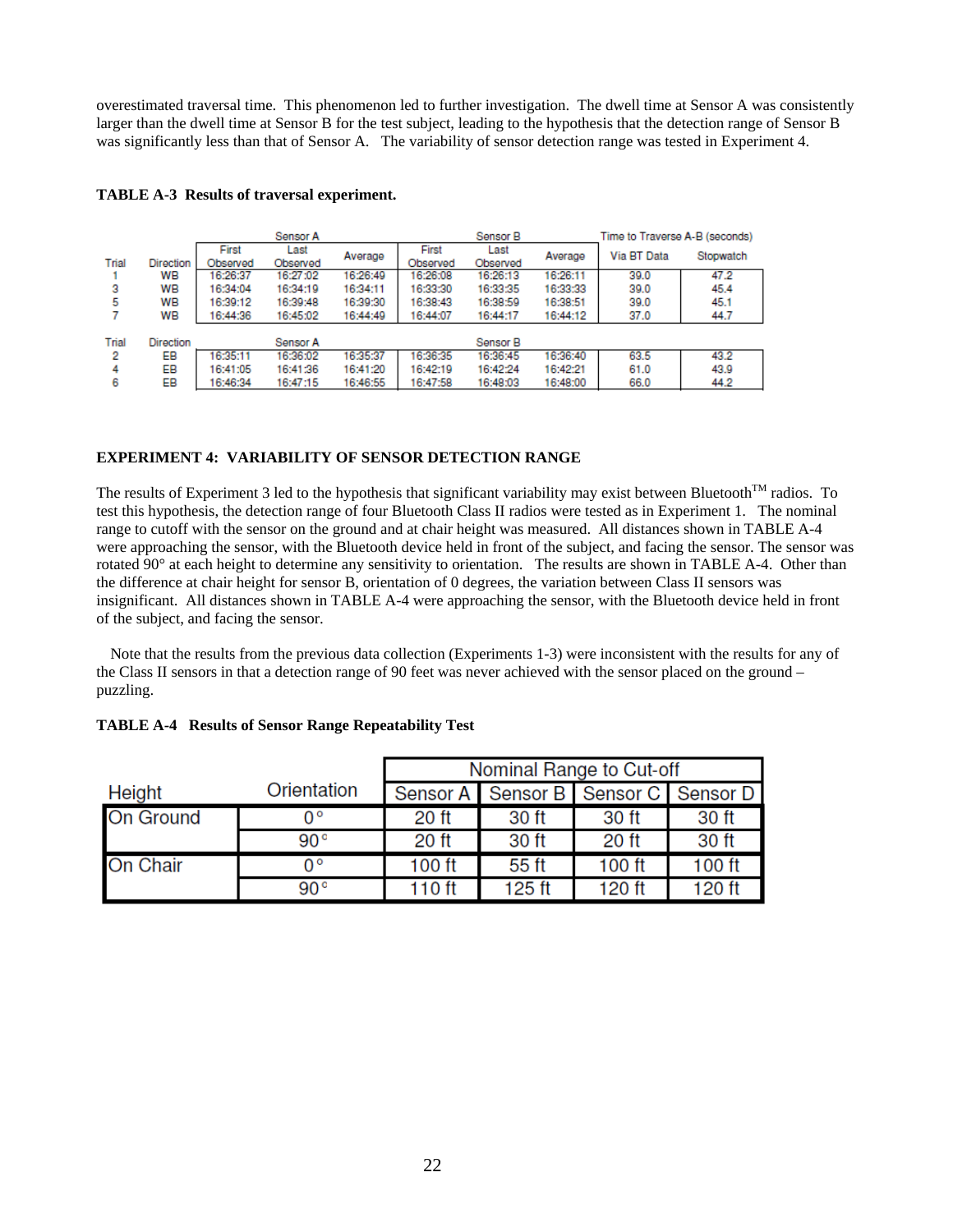overestimated traversal time. This phenomenon led to further investigation. The dwell time at Sensor A was consistently larger than the dwell time at Sensor B for the test subject, leading to the hypothesis that the detection range of Sensor B was significantly less than that of Sensor A. The variability of sensor detection range was tested in Experiment 4.

**TABLE A-3 Results of traversal experiment.**

| | | Sensor A | | | Sensor B | | | Time to Traverse A-B (seconds) | |
|---|---|---|---|---|---|---|---|---|---|
| Trial | Direction | First Observed | Last Observed | Average | First Observed | Last Observed | Average | Via BT Data | Stopwatch |
| 1 | WB | 16:26:37 | 16:27:02 | 16:26:49 | 16:26:08 | 16:26:13 | 16:26:11 | 39.0 | 47.2 |
| 3 | WB | 16:34:04 | 16:34:19 | 16:34:11 | 16:33:30 | 16:33:35 | 16:33:33 | 39.0 | 45.4 |
| 5 | WB | 16:39:12 | 16:39:48 | 16:39:30 | 16:38:43 | 16:38:59 | 16:38:51 | 39.0 | 45.1 |
| 7 | WB | 16:44:36 | 16:45:02 | 16:44:49 | 16:44:07 | 16:44:17 | 16:44:12 | 37.0 | 44.7 |
| Trial | Direction | Sensor A | | | Sensor B | | | | |
| 2 | EB | 16:35:11 | 16:36:02 | 16:35:37 | 16:36:35 | 16:36:45 | 16:36:40 | 63.5 | 43.2 |
| 4 | EB | 16:41:05 | 16:41:36 | 16:41:20 | 16:42:19 | 16:42:24 | 16:42:21 | 61.0 | 43.9 |
| 6 | EB | 16:46:34 | 16:47:15 | 16:46:55 | 16:47:58 | 16:48:03 | 16:48:00 | 66.0 | 44.2 |

## EXPERIMENT 4: VARIABILITY OF SENSOR DETECTION RANGE

The results of Experiment 3 led to the hypothesis that significant variability may exist between Bluetooth™ radios. To test this hypothesis, the detection range of four Bluetooth Class II radios were tested as in Experiment 1. The nominal range to cutoff with the sensor on the ground and at chair height was measured. All distances shown in TABLE A-4 were approaching the sensor, with the Bluetooth device held in front of the subject, and facing the sensor. The sensor was rotated 90° at each height to determine any sensitivity to orientation. The results are shown in TABLE A-4. Other than the difference at chair height for sensor B, orientation of 0 degrees, the variation between Class II sensors was insignificant. All distances shown in TABLE A-4 were approaching the sensor, with the Bluetooth device held in front of the subject, and facing the sensor.

Note that the results from the previous data collection (Experiments 1-3) were inconsistent with the results for any of the Class II sensors in that a detection range of 90 feet was never achieved with the sensor placed on the ground – puzzling.

**TABLE A-4 Results of Sensor Range Repeatability Test**

| | | Nominal Range to Cut-off | | | |
|---|---|---|---|---|---|
| Height | Orientation | Sensor A | Sensor B | Sensor C | Sensor D |
| On Ground | 0° | 20 ft | 30 ft | 30 ft | 30 ft |
| | 90° | 20 ft | 30 ft | 20 ft | 30 ft |
| On Chair | 0° | 100 ft | 55 ft | 100 ft | 100 ft |
| | 90° | 110 ft | 125 ft | 120 ft | 120 ft |